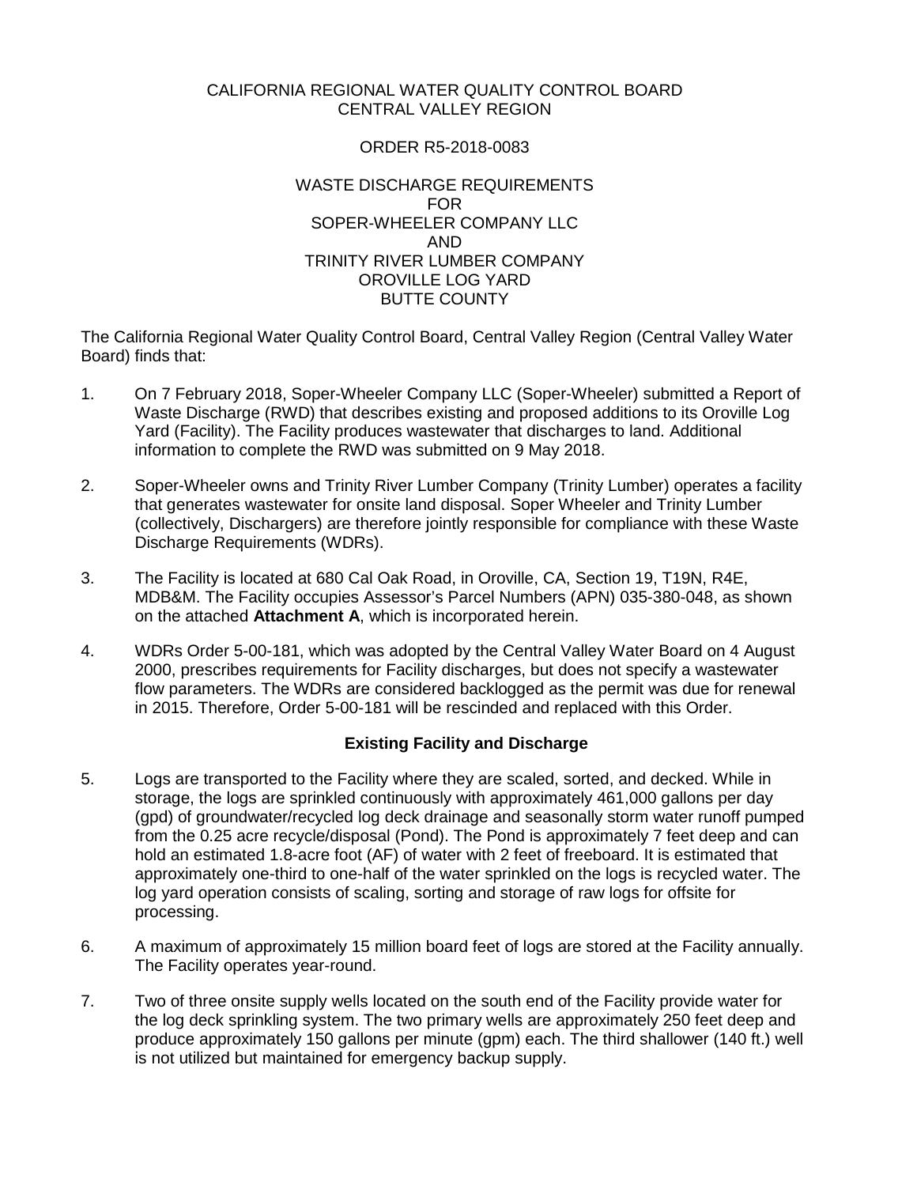CALIFORNIA REGIONAL WATER QUALITY CONTROL BOARD
CENTRAL VALLEY REGION

ORDER R5-2018-0083

WASTE DISCHARGE REQUIREMENTS
FOR
SOPER-WHEELER COMPANY LLC
AND
TRINITY RIVER LUMBER COMPANY
OROVILLE LOG YARD
BUTTE COUNTY

The California Regional Water Quality Control Board, Central Valley Region (Central Valley Water Board) finds that:

1. On 7 February 2018, Soper-Wheeler Company LLC (Soper-Wheeler) submitted a Report of Waste Discharge (RWD) that describes existing and proposed additions to its Oroville Log Yard (Facility). The Facility produces wastewater that discharges to land. Additional information to complete the RWD was submitted on 9 May 2018.

2. Soper-Wheeler owns and Trinity River Lumber Company (Trinity Lumber) operates a facility that generates wastewater for onsite land disposal. Soper Wheeler and Trinity Lumber (collectively, Dischargers) are therefore jointly responsible for compliance with these Waste Discharge Requirements (WDRs).

3. The Facility is located at 680 Cal Oak Road, in Oroville, CA, Section 19, T19N, R4E, MDB&M. The Facility occupies Assessor's Parcel Numbers (APN) 035-380-048, as shown on the attached **Attachment A**, which is incorporated herein.

4. WDRs Order 5-00-181, which was adopted by the Central Valley Water Board on 4 August 2000, prescribes requirements for Facility discharges, but does not specify a wastewater flow parameters. The WDRs are considered backlogged as the permit was due for renewal in 2015. Therefore, Order 5-00-181 will be rescinded and replaced with this Order.

## Existing Facility and Discharge

5. Logs are transported to the Facility where they are scaled, sorted, and decked. While in storage, the logs are sprinkled continuously with approximately 461,000 gallons per day (gpd) of groundwater/recycled log deck drainage and seasonally storm water runoff pumped from the 0.25 acre recycle/disposal (Pond). The Pond is approximately 7 feet deep and can hold an estimated 1.8-acre foot (AF) of water with 2 feet of freeboard. It is estimated that approximately one-third to one-half of the water sprinkled on the logs is recycled water. The log yard operation consists of scaling, sorting and storage of raw logs for offsite for processing.

6. A maximum of approximately 15 million board feet of logs are stored at the Facility annually. The Facility operates year-round.

7. Two of three onsite supply wells located on the south end of the Facility provide water for the log deck sprinkling system. The two primary wells are approximately 250 feet deep and produce approximately 150 gallons per minute (gpm) each. The third shallower (140 ft.) well is not utilized but maintained for emergency backup supply.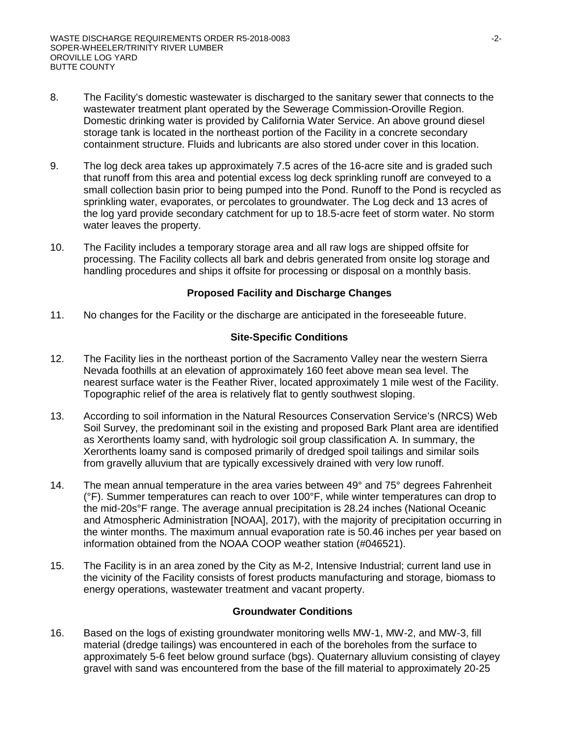8. The Facility's domestic wastewater is discharged to the sanitary sewer that connects to the wastewater treatment plant operated by the Sewerage Commission-Oroville Region. Domestic drinking water is provided by California Water Service. An above ground diesel storage tank is located in the northeast portion of the Facility in a concrete secondary containment structure. Fluids and lubricants are also stored under cover in this location.

9. The log deck area takes up approximately 7.5 acres of the 16-acre site and is graded such that runoff from this area and potential excess log deck sprinkling runoff are conveyed to a small collection basin prior to being pumped into the Pond. Runoff to the Pond is recycled as sprinkling water, evaporates, or percolates to groundwater. The Log deck and 13 acres of the log yard provide secondary catchment for up to 18.5-acre feet of storm water. No storm water leaves the property.

10. The Facility includes a temporary storage area and all raw logs are shipped offsite for processing. The Facility collects all bark and debris generated from onsite log storage and handling procedures and ships it offsite for processing or disposal on a monthly basis.

### Proposed Facility and Discharge Changes

11. No changes for the Facility or the discharge are anticipated in the foreseeable future.

### Site-Specific Conditions

12. The Facility lies in the northeast portion of the Sacramento Valley near the western Sierra Nevada foothills at an elevation of approximately 160 feet above mean sea level. The nearest surface water is the Feather River, located approximately 1 mile west of the Facility. Topographic relief of the area is relatively flat to gently southwest sloping.

13. According to soil information in the Natural Resources Conservation Service's (NRCS) Web Soil Survey, the predominant soil in the existing and proposed Bark Plant area are identified as Xerorthents loamy sand, with hydrologic soil group classification A. In summary, the Xerorthents loamy sand is composed primarily of dredged spoil tailings and similar soils from gravelly alluvium that are typically excessively drained with very low runoff.

14. The mean annual temperature in the area varies between 49° and 75° degrees Fahrenheit (°F). Summer temperatures can reach to over 100°F, while winter temperatures can drop to the mid-20s°F range. The average annual precipitation is 28.24 inches (National Oceanic and Atmospheric Administration [NOAA], 2017), with the majority of precipitation occurring in the winter months. The maximum annual evaporation rate is 50.46 inches per year based on information obtained from the NOAA COOP weather station (#046521).

15. The Facility is in an area zoned by the City as M-2, Intensive Industrial; current land use in the vicinity of the Facility consists of forest products manufacturing and storage, biomass to energy operations, wastewater treatment and vacant property.

### Groundwater Conditions

16. Based on the logs of existing groundwater monitoring wells MW-1, MW-2, and MW-3, fill material (dredge tailings) was encountered in each of the boreholes from the surface to approximately 5-6 feet below ground surface (bgs). Quaternary alluvium consisting of clayey gravel with sand was encountered from the base of the fill material to approximately 20-25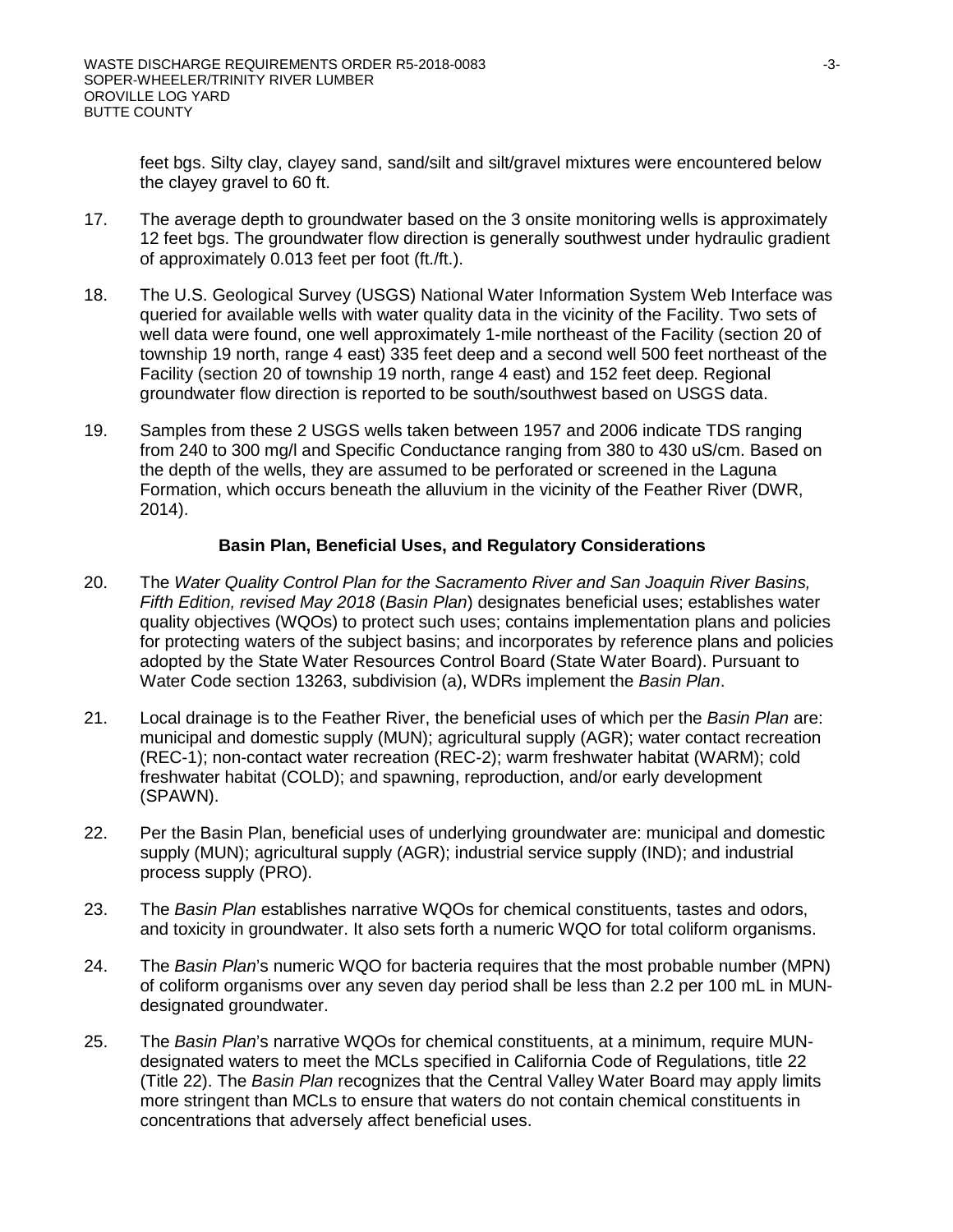feet bgs. Silty clay, clayey sand, sand/silt and silt/gravel mixtures were encountered below the clayey gravel to 60 ft.

17. The average depth to groundwater based on the 3 onsite monitoring wells is approximately 12 feet bgs. The groundwater flow direction is generally southwest under hydraulic gradient of approximately 0.013 feet per foot (ft./ft.).

18. The U.S. Geological Survey (USGS) National Water Information System Web Interface was queried for available wells with water quality data in the vicinity of the Facility. Two sets of well data were found, one well approximately 1-mile northeast of the Facility (section 20 of township 19 north, range 4 east) 335 feet deep and a second well 500 feet northeast of the Facility (section 20 of township 19 north, range 4 east) and 152 feet deep. Regional groundwater flow direction is reported to be south/southwest based on USGS data.

19. Samples from these 2 USGS wells taken between 1957 and 2006 indicate TDS ranging from 240 to 300 mg/l and Specific Conductance ranging from 380 to 430 uS/cm. Based on the depth of the wells, they are assumed to be perforated or screened in the Laguna Formation, which occurs beneath the alluvium in the vicinity of the Feather River (DWR, 2014).

## Basin Plan, Beneficial Uses, and Regulatory Considerations

20. The *Water Quality Control Plan for the Sacramento River and San Joaquin River Basins, Fifth Edition, revised May 2018* (*Basin Plan*) designates beneficial uses; establishes water quality objectives (WQOs) to protect such uses; contains implementation plans and policies for protecting waters of the subject basins; and incorporates by reference plans and policies adopted by the State Water Resources Control Board (State Water Board). Pursuant to Water Code section 13263, subdivision (a), WDRs implement the *Basin Plan*.

21. Local drainage is to the Feather River, the beneficial uses of which per the *Basin Plan* are: municipal and domestic supply (MUN); agricultural supply (AGR); water contact recreation (REC-1); non-contact water recreation (REC-2); warm freshwater habitat (WARM); cold freshwater habitat (COLD); and spawning, reproduction, and/or early development (SPAWN).

22. Per the Basin Plan, beneficial uses of underlying groundwater are: municipal and domestic supply (MUN); agricultural supply (AGR); industrial service supply (IND); and industrial process supply (PRO).

23. The *Basin Plan* establishes narrative WQOs for chemical constituents, tastes and odors, and toxicity in groundwater. It also sets forth a numeric WQO for total coliform organisms.

24. The *Basin Plan*'s numeric WQO for bacteria requires that the most probable number (MPN) of coliform organisms over any seven day period shall be less than 2.2 per 100 mL in MUN-designated groundwater.

25. The *Basin Plan*'s narrative WQOs for chemical constituents, at a minimum, require MUN-designated waters to meet the MCLs specified in California Code of Regulations, title 22 (Title 22). The *Basin Plan* recognizes that the Central Valley Water Board may apply limits more stringent than MCLs to ensure that waters do not contain chemical constituents in concentrations that adversely affect beneficial uses.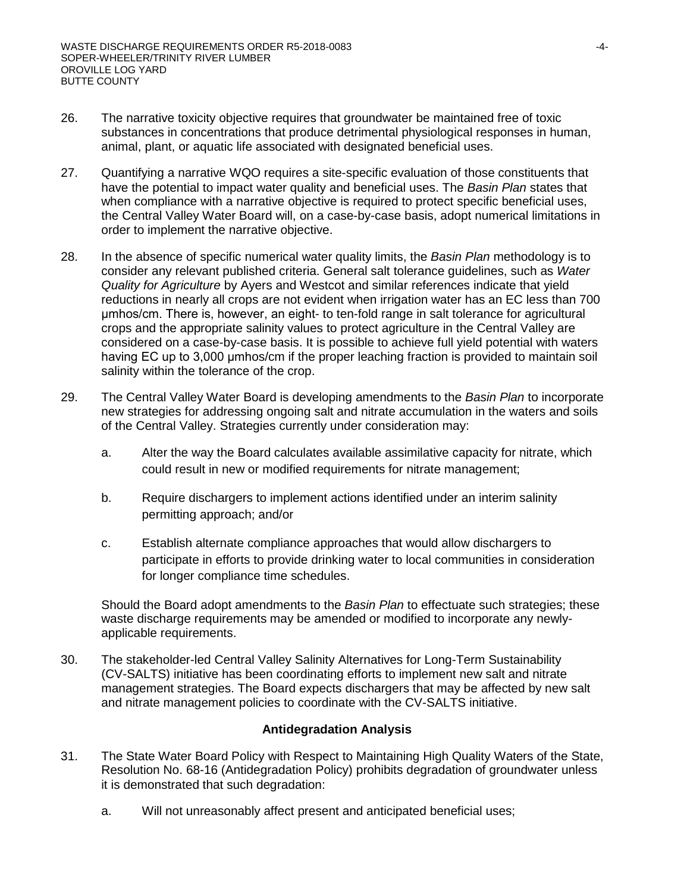26. The narrative toxicity objective requires that groundwater be maintained free of toxic substances in concentrations that produce detrimental physiological responses in human, animal, plant, or aquatic life associated with designated beneficial uses.

27. Quantifying a narrative WQO requires a site-specific evaluation of those constituents that have the potential to impact water quality and beneficial uses. The *Basin Plan* states that when compliance with a narrative objective is required to protect specific beneficial uses, the Central Valley Water Board will, on a case-by-case basis, adopt numerical limitations in order to implement the narrative objective.

28. In the absence of specific numerical water quality limits, the *Basin Plan* methodology is to consider any relevant published criteria. General salt tolerance guidelines, such as *Water Quality for Agriculture* by Ayers and Westcot and similar references indicate that yield reductions in nearly all crops are not evident when irrigation water has an EC less than 700 µmhos/cm. There is, however, an eight- to ten-fold range in salt tolerance for agricultural crops and the appropriate salinity values to protect agriculture in the Central Valley are considered on a case-by-case basis. It is possible to achieve full yield potential with waters having EC up to 3,000 µmhos/cm if the proper leaching fraction is provided to maintain soil salinity within the tolerance of the crop.

29. The Central Valley Water Board is developing amendments to the *Basin Plan* to incorporate new strategies for addressing ongoing salt and nitrate accumulation in the waters and soils of the Central Valley. Strategies currently under consideration may:

    a. Alter the way the Board calculates available assimilative capacity for nitrate, which could result in new or modified requirements for nitrate management;

    b. Require dischargers to implement actions identified under an interim salinity permitting approach; and/or

    c. Establish alternate compliance approaches that would allow dischargers to participate in efforts to provide drinking water to local communities in consideration for longer compliance time schedules.

    Should the Board adopt amendments to the *Basin Plan* to effectuate such strategies; these waste discharge requirements may be amended or modified to incorporate any newly-applicable requirements.

30. The stakeholder-led Central Valley Salinity Alternatives for Long-Term Sustainability (CV-SALTS) initiative has been coordinating efforts to implement new salt and nitrate management strategies. The Board expects dischargers that may be affected by new salt and nitrate management policies to coordinate with the CV-SALTS initiative.

**Antidegradation Analysis**

31. The State Water Board Policy with Respect to Maintaining High Quality Waters of the State, Resolution No. 68-16 (Antidegradation Policy) prohibits degradation of groundwater unless it is demonstrated that such degradation:

    a. Will not unreasonably affect present and anticipated beneficial uses;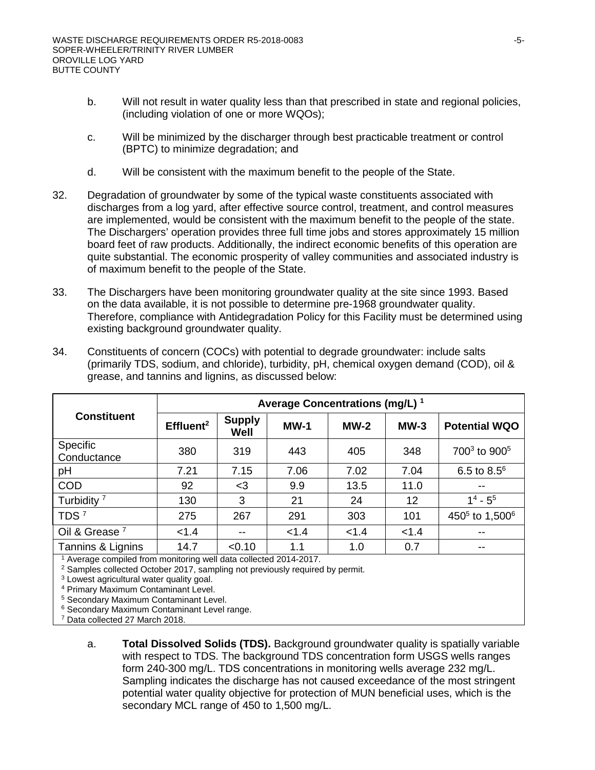b. Will not result in water quality less than that prescribed in state and regional policies, (including violation of one or more WQOs);

c. Will be minimized by the discharger through best practicable treatment or control (BPTC) to minimize degradation; and

d. Will be consistent with the maximum benefit to the people of the State.

32. Degradation of groundwater by some of the typical waste constituents associated with discharges from a log yard, after effective source control, treatment, and control measures are implemented, would be consistent with the maximum benefit to the people of the state. The Dischargers' operation provides three full time jobs and stores approximately 15 million board feet of raw products. Additionally, the indirect economic benefits of this operation are quite substantial. The economic prosperity of valley communities and associated industry is of maximum benefit to the people of the State.

33. The Dischargers have been monitoring groundwater quality at the site since 1993. Based on the data available, it is not possible to determine pre-1968 groundwater quality. Therefore, compliance with Antidegradation Policy for this Facility must be determined using existing background groundwater quality.

34. Constituents of concern (COCs) with potential to degrade groundwater: include salts (primarily TDS, sodium, and chloride), turbidity, pH, chemical oxygen demand (COD), oil & grease, and tannins and lignins, as discussed below:

| Constituent | Average Concentrations (mg/L) [1] | | | | | |
|---|---|---|---|---|---|---|
| | Effluent[2] | Supply Well | MW-1 | MW-2 | MW-3 | Potential WQO |
| Specific Conductance | 380 | 319 | 443 | 405 | 348 | 700[3] to 900[5] |
| pH | 7.21 | 7.15 | 7.06 | 7.02 | 7.04 | 6.5 to 8.5[6] |
| COD | 92 | <3 | 9.9 | 13.5 | 11.0 | -- |
| Turbidity [7] | 130 | 3 | 21 | 24 | 12 | 1[4] - 5[5] |
| TDS [7] | 275 | 267 | 291 | 303 | 101 | 450[5] to 1,500[6] |
| Oil & Grease [7] | <1.4 | -- | <1.4 | <1.4 | <1.4 | -- |
| Tannins & Lignins | 14.7 | <0.10 | 1.1 | 1.0 | 0.7 | -- |

[1] Average compiled from monitoring well data collected 2014-2017.
[2] Samples collected October 2017, sampling not previously required by permit.
[3] Lowest agricultural water quality goal.
[4] Primary Maximum Contaminant Level.
[5] Secondary Maximum Contaminant Level.
[6] Secondary Maximum Contaminant Level range.
[7] Data collected 27 March 2018.

a. **Total Dissolved Solids (TDS).** Background groundwater quality is spatially variable with respect to TDS. The background TDS concentration form USGS wells ranges form 240-300 mg/L. TDS concentrations in monitoring wells average 232 mg/L. Sampling indicates the discharge has not caused exceedance of the most stringent potential water quality objective for protection of MUN beneficial uses, which is the secondary MCL range of 450 to 1,500 mg/L.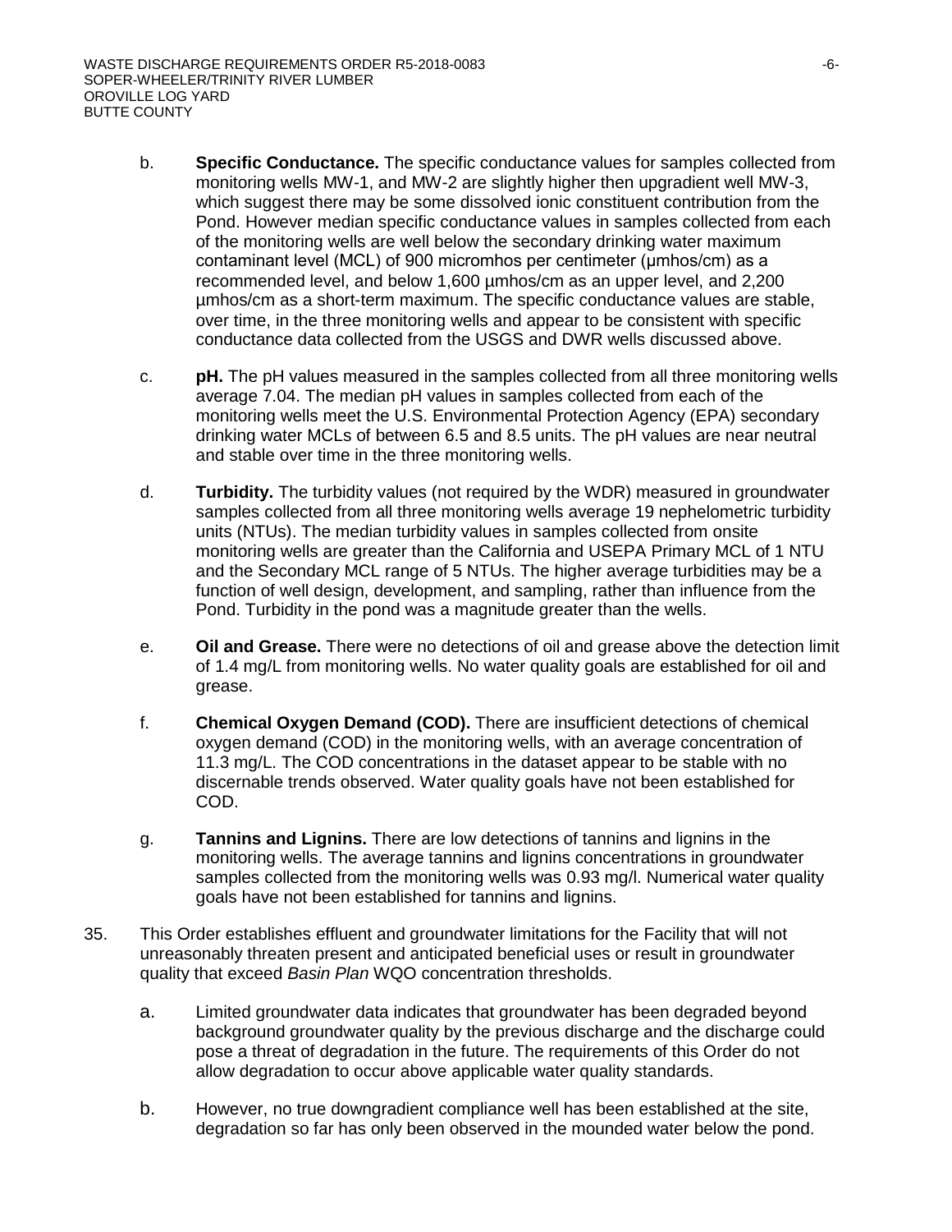b. **Specific Conductance.** The specific conductance values for samples collected from monitoring wells MW-1, and MW-2 are slightly higher then upgradient well MW-3, which suggest there may be some dissolved ionic constituent contribution from the Pond. However median specific conductance values in samples collected from each of the monitoring wells are well below the secondary drinking water maximum contaminant level (MCL) of 900 micromhos per centimeter (μmhos/cm) as a recommended level, and below 1,600 μmhos/cm as an upper level, and 2,200 μmhos/cm as a short-term maximum. The specific conductance values are stable, over time, in the three monitoring wells and appear to be consistent with specific conductance data collected from the USGS and DWR wells discussed above.

c. **pH.** The pH values measured in the samples collected from all three monitoring wells average 7.04. The median pH values in samples collected from each of the monitoring wells meet the U.S. Environmental Protection Agency (EPA) secondary drinking water MCLs of between 6.5 and 8.5 units. The pH values are near neutral and stable over time in the three monitoring wells.

d. **Turbidity.** The turbidity values (not required by the WDR) measured in groundwater samples collected from all three monitoring wells average 19 nephelometric turbidity units (NTUs). The median turbidity values in samples collected from onsite monitoring wells are greater than the California and USEPA Primary MCL of 1 NTU and the Secondary MCL range of 5 NTUs. The higher average turbidities may be a function of well design, development, and sampling, rather than influence from the Pond. Turbidity in the pond was a magnitude greater than the wells.

e. **Oil and Grease.** There were no detections of oil and grease above the detection limit of 1.4 mg/L from monitoring wells. No water quality goals are established for oil and grease.

f. **Chemical Oxygen Demand (COD).** There are insufficient detections of chemical oxygen demand (COD) in the monitoring wells, with an average concentration of 11.3 mg/L. The COD concentrations in the dataset appear to be stable with no discernable trends observed. Water quality goals have not been established for COD.

g. **Tannins and Lignins.** There are low detections of tannins and lignins in the monitoring wells. The average tannins and lignins concentrations in groundwater samples collected from the monitoring wells was 0.93 mg/l. Numerical water quality goals have not been established for tannins and lignins.

35. This Order establishes effluent and groundwater limitations for the Facility that will not unreasonably threaten present and anticipated beneficial uses or result in groundwater quality that exceed *Basin Plan* WQO concentration thresholds.

a. Limited groundwater data indicates that groundwater has been degraded beyond background groundwater quality by the previous discharge and the discharge could pose a threat of degradation in the future. The requirements of this Order do not allow degradation to occur above applicable water quality standards.

b. However, no true downgradient compliance well has been established at the site, degradation so far has only been observed in the mounded water below the pond.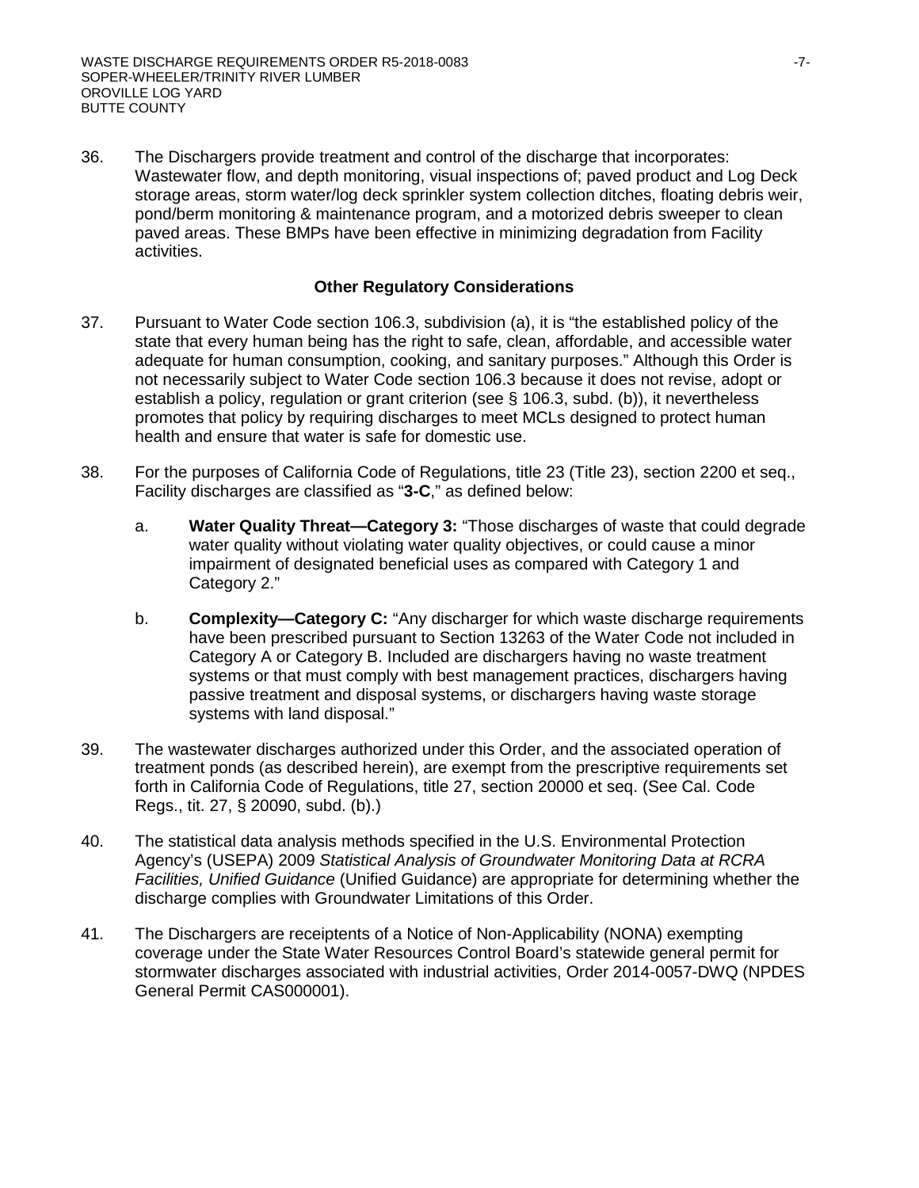36. The Dischargers provide treatment and control of the discharge that incorporates: Wastewater flow, and depth monitoring, visual inspections of; paved product and Log Deck storage areas, storm water/log deck sprinkler system collection ditches, floating debris weir, pond/berm monitoring & maintenance program, and a motorized debris sweeper to clean paved areas. These BMPs have been effective in minimizing degradation from Facility activities.

## Other Regulatory Considerations

37. Pursuant to Water Code section 106.3, subdivision (a), it is "the established policy of the state that every human being has the right to safe, clean, affordable, and accessible water adequate for human consumption, cooking, and sanitary purposes." Although this Order is not necessarily subject to Water Code section 106.3 because it does not revise, adopt or establish a policy, regulation or grant criterion (see § 106.3, subd. (b)), it nevertheless promotes that policy by requiring discharges to meet MCLs designed to protect human health and ensure that water is safe for domestic use.

38. For the purposes of California Code of Regulations, title 23 (Title 23), section 2200 et seq., Facility discharges are classified as "**3-C**," as defined below:

    a. **Water Quality Threat—Category 3:** "Those discharges of waste that could degrade water quality without violating water quality objectives, or could cause a minor impairment of designated beneficial uses as compared with Category 1 and Category 2."

    b. **Complexity—Category C:** "Any discharger for which waste discharge requirements have been prescribed pursuant to Section 13263 of the Water Code not included in Category A or Category B. Included are dischargers having no waste treatment systems or that must comply with best management practices, dischargers having passive treatment and disposal systems, or dischargers having waste storage systems with land disposal."

39. The wastewater discharges authorized under this Order, and the associated operation of treatment ponds (as described herein), are exempt from the prescriptive requirements set forth in California Code of Regulations, title 27, section 20000 et seq. (See Cal. Code Regs., tit. 27, § 20090, subd. (b).)

40. The statistical data analysis methods specified in the U.S. Environmental Protection Agency's (USEPA) 2009 *Statistical Analysis of Groundwater Monitoring Data at RCRA Facilities, Unified Guidance* (Unified Guidance) are appropriate for determining whether the discharge complies with Groundwater Limitations of this Order.

41. The Dischargers are receiptents of a Notice of Non-Applicability (NONA) exempting coverage under the State Water Resources Control Board's statewide general permit for stormwater discharges associated with industrial activities, Order 2014-0057-DWQ (NPDES General Permit CAS000001).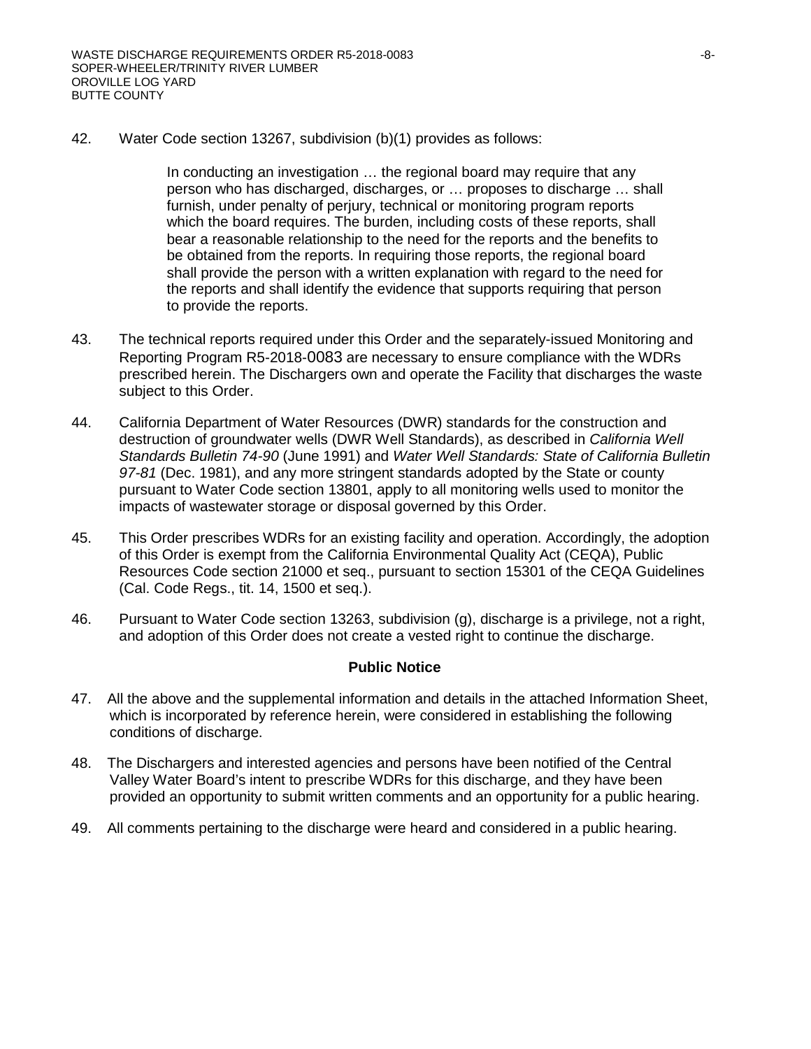42. Water Code section 13267, subdivision (b)(1) provides as follows:

> In conducting an investigation … the regional board may require that any person who has discharged, discharges, or … proposes to discharge … shall furnish, under penalty of perjury, technical or monitoring program reports which the board requires. The burden, including costs of these reports, shall bear a reasonable relationship to the need for the reports and the benefits to be obtained from the reports. In requiring those reports, the regional board shall provide the person with a written explanation with regard to the need for the reports and shall identify the evidence that supports requiring that person to provide the reports.

43. The technical reports required under this Order and the separately-issued Monitoring and Reporting Program R5-2018-0083 are necessary to ensure compliance with the WDRs prescribed herein. The Dischargers own and operate the Facility that discharges the waste subject to this Order.

44. California Department of Water Resources (DWR) standards for the construction and destruction of groundwater wells (DWR Well Standards), as described in *California Well Standards Bulletin 74-90* (June 1991) and *Water Well Standards: State of California Bulletin 97-81* (Dec. 1981), and any more stringent standards adopted by the State or county pursuant to Water Code section 13801, apply to all monitoring wells used to monitor the impacts of wastewater storage or disposal governed by this Order.

45. This Order prescribes WDRs for an existing facility and operation. Accordingly, the adoption of this Order is exempt from the California Environmental Quality Act (CEQA), Public Resources Code section 21000 et seq., pursuant to section 15301 of the CEQA Guidelines (Cal. Code Regs., tit. 14, 1500 et seq.).

46. Pursuant to Water Code section 13263, subdivision (g), discharge is a privilege, not a right, and adoption of this Order does not create a vested right to continue the discharge.

### Public Notice

47. All the above and the supplemental information and details in the attached Information Sheet, which is incorporated by reference herein, were considered in establishing the following conditions of discharge.

48. The Dischargers and interested agencies and persons have been notified of the Central Valley Water Board's intent to prescribe WDRs for this discharge, and they have been provided an opportunity to submit written comments and an opportunity for a public hearing.

49. All comments pertaining to the discharge were heard and considered in a public hearing.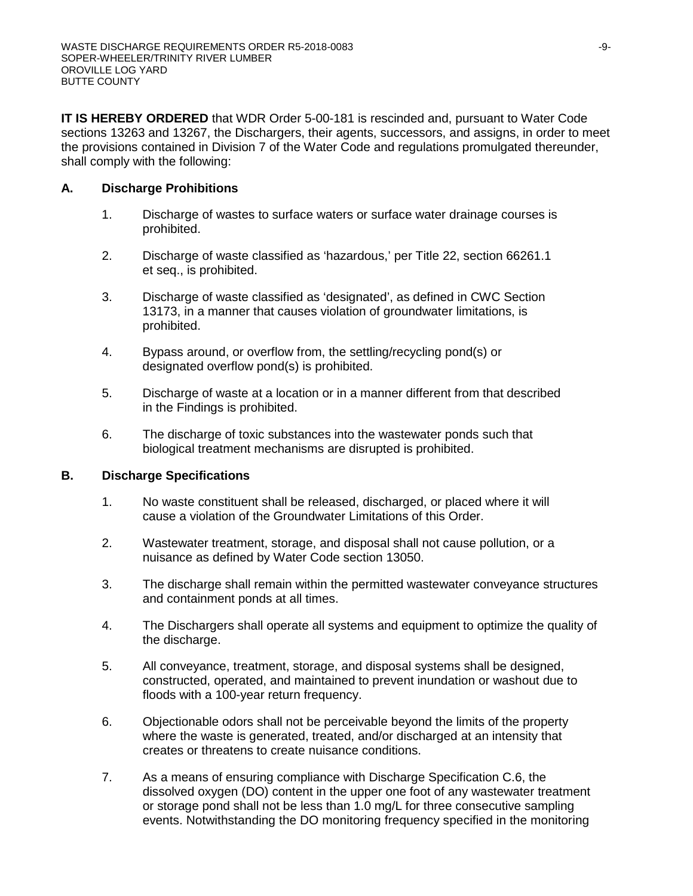**IT IS HEREBY ORDERED** that WDR Order 5-00-181 is rescinded and, pursuant to Water Code sections 13263 and 13267, the Dischargers, their agents, successors, and assigns, in order to meet the provisions contained in Division 7 of the Water Code and regulations promulgated thereunder, shall comply with the following:

## A. Discharge Prohibitions

1. Discharge of wastes to surface waters or surface water drainage courses is prohibited.

2. Discharge of waste classified as 'hazardous,' per Title 22, section 66261.1 et seq., is prohibited.

3. Discharge of waste classified as 'designated', as defined in CWC Section 13173, in a manner that causes violation of groundwater limitations, is prohibited.

4. Bypass around, or overflow from, the settling/recycling pond(s) or designated overflow pond(s) is prohibited.

5. Discharge of waste at a location or in a manner different from that described in the Findings is prohibited.

6. The discharge of toxic substances into the wastewater ponds such that biological treatment mechanisms are disrupted is prohibited.

## B. Discharge Specifications

1. No waste constituent shall be released, discharged, or placed where it will cause a violation of the Groundwater Limitations of this Order.

2. Wastewater treatment, storage, and disposal shall not cause pollution, or a nuisance as defined by Water Code section 13050.

3. The discharge shall remain within the permitted wastewater conveyance structures and containment ponds at all times.

4. The Dischargers shall operate all systems and equipment to optimize the quality of the discharge.

5. All conveyance, treatment, storage, and disposal systems shall be designed, constructed, operated, and maintained to prevent inundation or washout due to floods with a 100-year return frequency.

6. Objectionable odors shall not be perceivable beyond the limits of the property where the waste is generated, treated, and/or discharged at an intensity that creates or threatens to create nuisance conditions.

7. As a means of ensuring compliance with Discharge Specification C.6, the dissolved oxygen (DO) content in the upper one foot of any wastewater treatment or storage pond shall not be less than 1.0 mg/L for three consecutive sampling events. Notwithstanding the DO monitoring frequency specified in the monitoring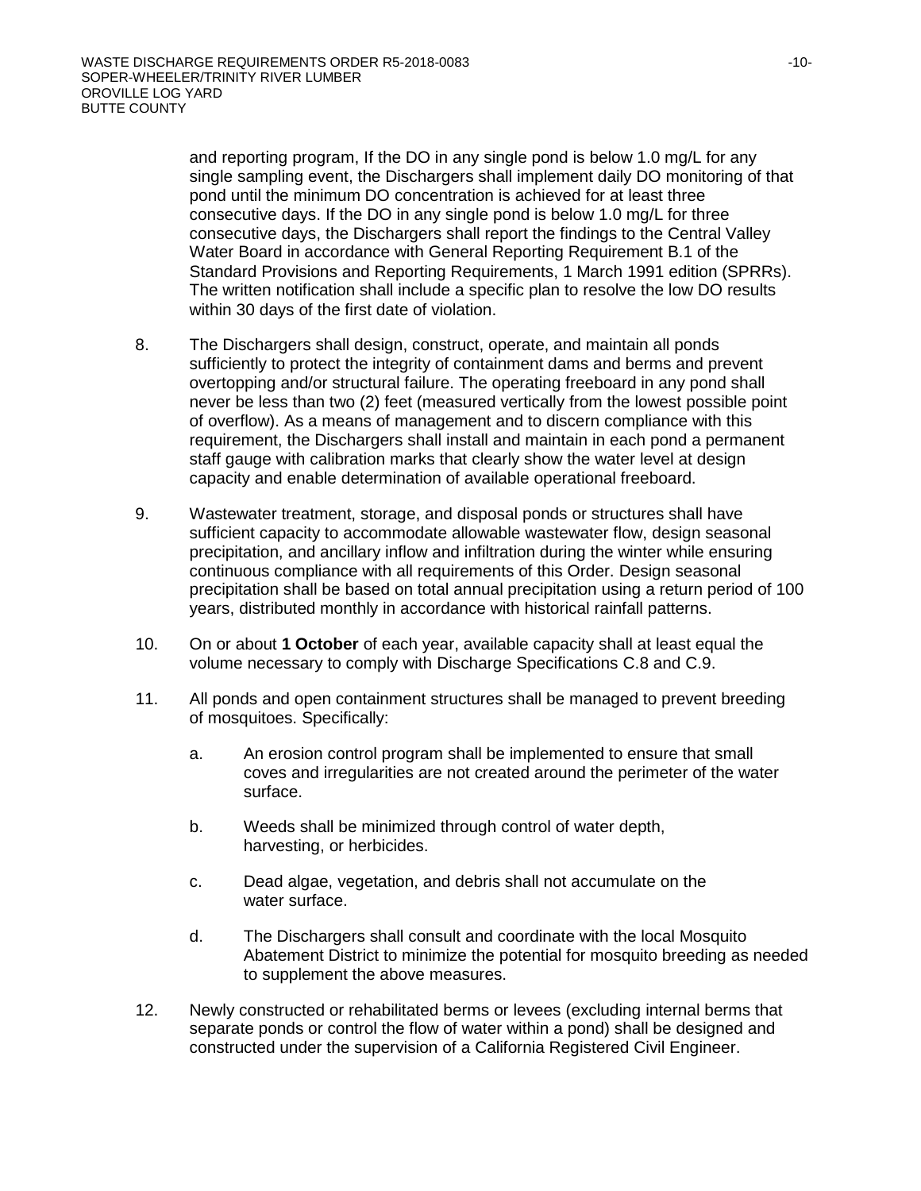and reporting program, If the DO in any single pond is below 1.0 mg/L for any single sampling event, the Dischargers shall implement daily DO monitoring of that pond until the minimum DO concentration is achieved for at least three consecutive days. If the DO in any single pond is below 1.0 mg/L for three consecutive days, the Dischargers shall report the findings to the Central Valley Water Board in accordance with General Reporting Requirement B.1 of the Standard Provisions and Reporting Requirements, 1 March 1991 edition (SPRRs). The written notification shall include a specific plan to resolve the low DO results within 30 days of the first date of violation.

8. The Dischargers shall design, construct, operate, and maintain all ponds sufficiently to protect the integrity of containment dams and berms and prevent overtopping and/or structural failure. The operating freeboard in any pond shall never be less than two (2) feet (measured vertically from the lowest possible point of overflow). As a means of management and to discern compliance with this requirement, the Dischargers shall install and maintain in each pond a permanent staff gauge with calibration marks that clearly show the water level at design capacity and enable determination of available operational freeboard.

9. Wastewater treatment, storage, and disposal ponds or structures shall have sufficient capacity to accommodate allowable wastewater flow, design seasonal precipitation, and ancillary inflow and infiltration during the winter while ensuring continuous compliance with all requirements of this Order. Design seasonal precipitation shall be based on total annual precipitation using a return period of 100 years, distributed monthly in accordance with historical rainfall patterns.

10. On or about **1 October** of each year, available capacity shall at least equal the volume necessary to comply with Discharge Specifications C.8 and C.9.

11. All ponds and open containment structures shall be managed to prevent breeding of mosquitoes. Specifically:

    a. An erosion control program shall be implemented to ensure that small coves and irregularities are not created around the perimeter of the water surface.

    b. Weeds shall be minimized through control of water depth, harvesting, or herbicides.

    c. Dead algae, vegetation, and debris shall not accumulate on the water surface.

    d. The Dischargers shall consult and coordinate with the local Mosquito Abatement District to minimize the potential for mosquito breeding as needed to supplement the above measures.

12. Newly constructed or rehabilitated berms or levees (excluding internal berms that separate ponds or control the flow of water within a pond) shall be designed and constructed under the supervision of a California Registered Civil Engineer.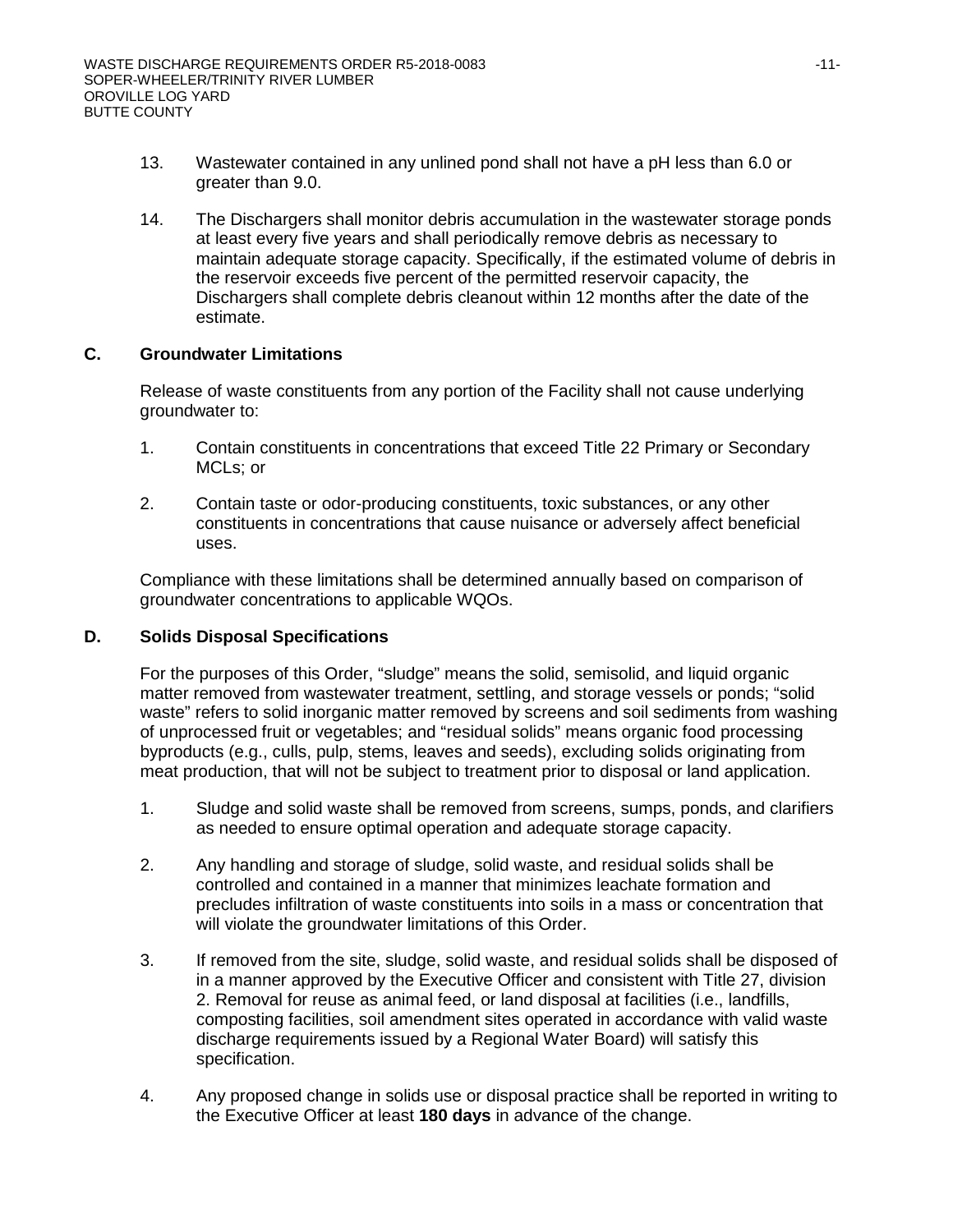13. Wastewater contained in any unlined pond shall not have a pH less than 6.0 or greater than 9.0.

14. The Dischargers shall monitor debris accumulation in the wastewater storage ponds at least every five years and shall periodically remove debris as necessary to maintain adequate storage capacity. Specifically, if the estimated volume of debris in the reservoir exceeds five percent of the permitted reservoir capacity, the Dischargers shall complete debris cleanout within 12 months after the date of the estimate.

## C. Groundwater Limitations

Release of waste constituents from any portion of the Facility shall not cause underlying groundwater to:

1. Contain constituents in concentrations that exceed Title 22 Primary or Secondary MCLs; or

2. Contain taste or odor-producing constituents, toxic substances, or any other constituents in concentrations that cause nuisance or adversely affect beneficial uses.

Compliance with these limitations shall be determined annually based on comparison of groundwater concentrations to applicable WQOs.

## D. Solids Disposal Specifications

For the purposes of this Order, "sludge" means the solid, semisolid, and liquid organic matter removed from wastewater treatment, settling, and storage vessels or ponds; "solid waste" refers to solid inorganic matter removed by screens and soil sediments from washing of unprocessed fruit or vegetables; and "residual solids" means organic food processing byproducts (e.g., culls, pulp, stems, leaves and seeds), excluding solids originating from meat production, that will not be subject to treatment prior to disposal or land application.

1. Sludge and solid waste shall be removed from screens, sumps, ponds, and clarifiers as needed to ensure optimal operation and adequate storage capacity.

2. Any handling and storage of sludge, solid waste, and residual solids shall be controlled and contained in a manner that minimizes leachate formation and precludes infiltration of waste constituents into soils in a mass or concentration that will violate the groundwater limitations of this Order.

3. If removed from the site, sludge, solid waste, and residual solids shall be disposed of in a manner approved by the Executive Officer and consistent with Title 27, division 2. Removal for reuse as animal feed, or land disposal at facilities (i.e., landfills, composting facilities, soil amendment sites operated in accordance with valid waste discharge requirements issued by a Regional Water Board) will satisfy this specification.

4. Any proposed change in solids use or disposal practice shall be reported in writing to the Executive Officer at least **180 days** in advance of the change.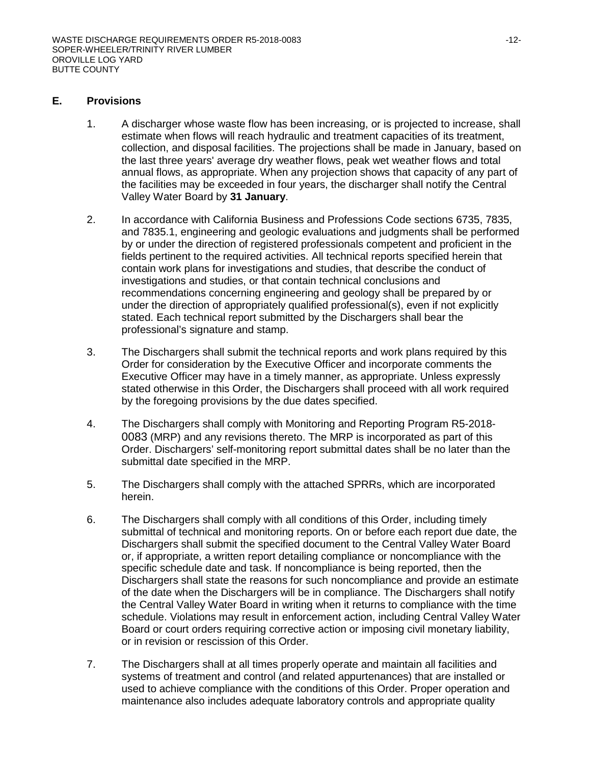## E. Provisions

1. A discharger whose waste flow has been increasing, or is projected to increase, shall estimate when flows will reach hydraulic and treatment capacities of its treatment, collection, and disposal facilities. The projections shall be made in January, based on the last three years' average dry weather flows, peak wet weather flows and total annual flows, as appropriate. When any projection shows that capacity of any part of the facilities may be exceeded in four years, the discharger shall notify the Central Valley Water Board by **31 January**.

2. In accordance with California Business and Professions Code sections 6735, 7835, and 7835.1, engineering and geologic evaluations and judgments shall be performed by or under the direction of registered professionals competent and proficient in the fields pertinent to the required activities. All technical reports specified herein that contain work plans for investigations and studies, that describe the conduct of investigations and studies, or that contain technical conclusions and recommendations concerning engineering and geology shall be prepared by or under the direction of appropriately qualified professional(s), even if not explicitly stated. Each technical report submitted by the Dischargers shall bear the professional's signature and stamp.

3. The Dischargers shall submit the technical reports and work plans required by this Order for consideration by the Executive Officer and incorporate comments the Executive Officer may have in a timely manner, as appropriate. Unless expressly stated otherwise in this Order, the Dischargers shall proceed with all work required by the foregoing provisions by the due dates specified.

4. The Dischargers shall comply with Monitoring and Reporting Program R5-2018-0083 (MRP) and any revisions thereto. The MRP is incorporated as part of this Order. Dischargers' self-monitoring report submittal dates shall be no later than the submittal date specified in the MRP.

5. The Dischargers shall comply with the attached SPRRs, which are incorporated herein.

6. The Dischargers shall comply with all conditions of this Order, including timely submittal of technical and monitoring reports. On or before each report due date, the Dischargers shall submit the specified document to the Central Valley Water Board or, if appropriate, a written report detailing compliance or noncompliance with the specific schedule date and task. If noncompliance is being reported, then the Dischargers shall state the reasons for such noncompliance and provide an estimate of the date when the Dischargers will be in compliance. The Dischargers shall notify the Central Valley Water Board in writing when it returns to compliance with the time schedule. Violations may result in enforcement action, including Central Valley Water Board or court orders requiring corrective action or imposing civil monetary liability, or in revision or rescission of this Order.

7. The Dischargers shall at all times properly operate and maintain all facilities and systems of treatment and control (and related appurtenances) that are installed or used to achieve compliance with the conditions of this Order. Proper operation and maintenance also includes adequate laboratory controls and appropriate quality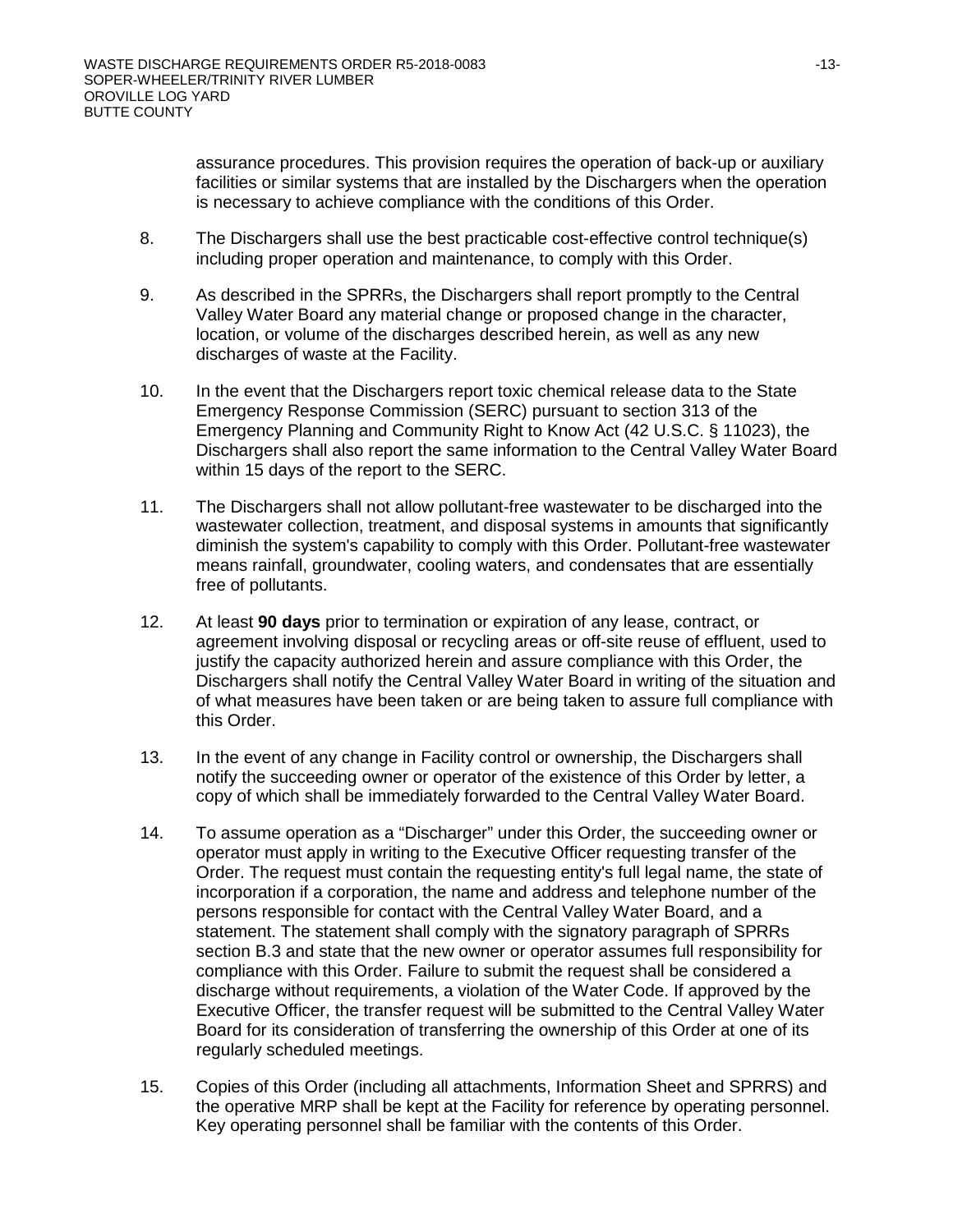assurance procedures. This provision requires the operation of back-up or auxiliary facilities or similar systems that are installed by the Dischargers when the operation is necessary to achieve compliance with the conditions of this Order.

8. The Dischargers shall use the best practicable cost-effective control technique(s) including proper operation and maintenance, to comply with this Order.

9. As described in the SPRRs, the Dischargers shall report promptly to the Central Valley Water Board any material change or proposed change in the character, location, or volume of the discharges described herein, as well as any new discharges of waste at the Facility.

10. In the event that the Dischargers report toxic chemical release data to the State Emergency Response Commission (SERC) pursuant to section 313 of the Emergency Planning and Community Right to Know Act (42 U.S.C. § 11023), the Dischargers shall also report the same information to the Central Valley Water Board within 15 days of the report to the SERC.

11. The Dischargers shall not allow pollutant-free wastewater to be discharged into the wastewater collection, treatment, and disposal systems in amounts that significantly diminish the system's capability to comply with this Order. Pollutant-free wastewater means rainfall, groundwater, cooling waters, and condensates that are essentially free of pollutants.

12. At least **90 days** prior to termination or expiration of any lease, contract, or agreement involving disposal or recycling areas or off-site reuse of effluent, used to justify the capacity authorized herein and assure compliance with this Order, the Dischargers shall notify the Central Valley Water Board in writing of the situation and of what measures have been taken or are being taken to assure full compliance with this Order.

13. In the event of any change in Facility control or ownership, the Dischargers shall notify the succeeding owner or operator of the existence of this Order by letter, a copy of which shall be immediately forwarded to the Central Valley Water Board.

14. To assume operation as a "Discharger" under this Order, the succeeding owner or operator must apply in writing to the Executive Officer requesting transfer of the Order. The request must contain the requesting entity's full legal name, the state of incorporation if a corporation, the name and address and telephone number of the persons responsible for contact with the Central Valley Water Board, and a statement. The statement shall comply with the signatory paragraph of SPRRs section B.3 and state that the new owner or operator assumes full responsibility for compliance with this Order. Failure to submit the request shall be considered a discharge without requirements, a violation of the Water Code. If approved by the Executive Officer, the transfer request will be submitted to the Central Valley Water Board for its consideration of transferring the ownership of this Order at one of its regularly scheduled meetings.

15. Copies of this Order (including all attachments, Information Sheet and SPRRS) and the operative MRP shall be kept at the Facility for reference by operating personnel. Key operating personnel shall be familiar with the contents of this Order.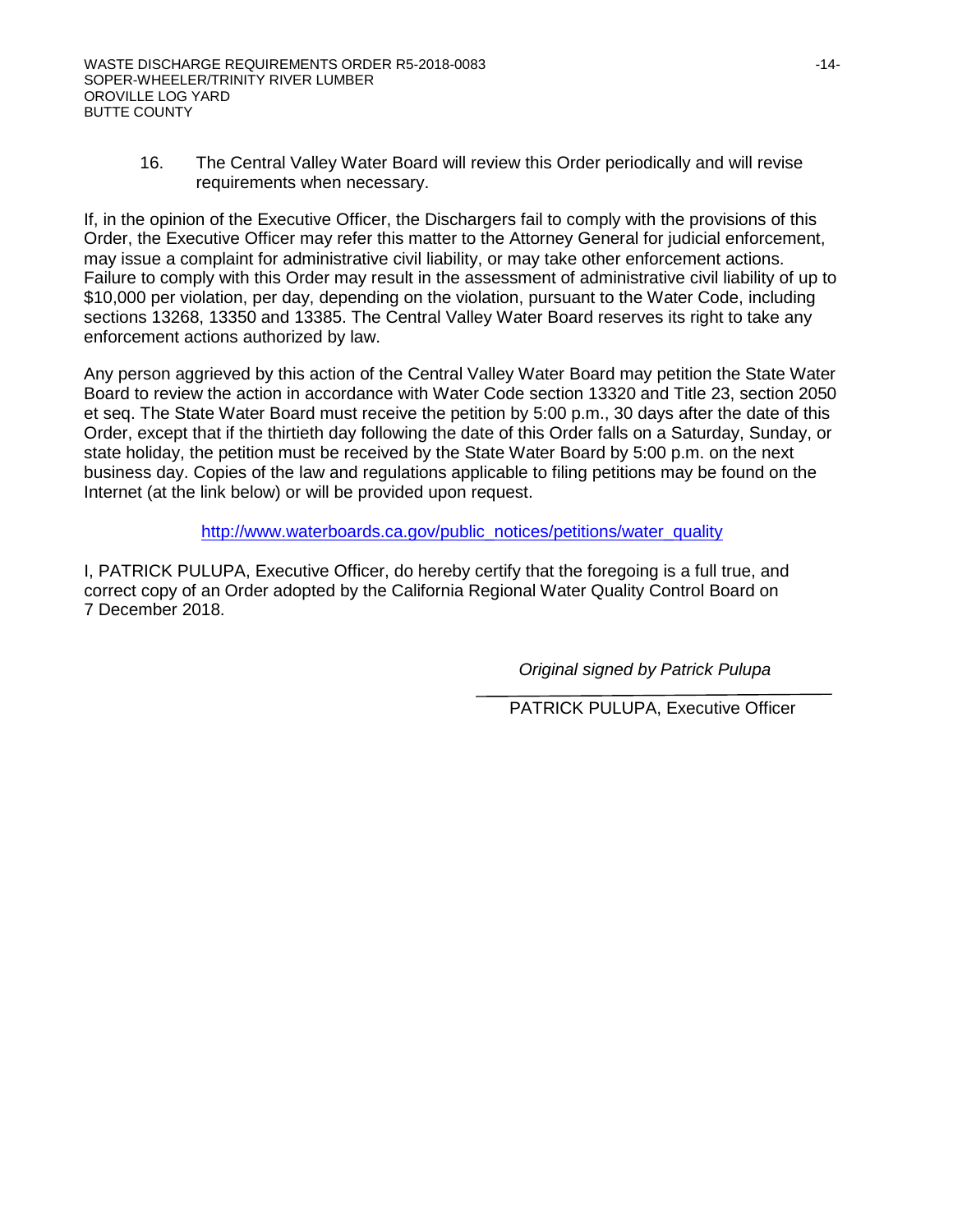16. The Central Valley Water Board will review this Order periodically and will revise requirements when necessary.

If, in the opinion of the Executive Officer, the Dischargers fail to comply with the provisions of this Order, the Executive Officer may refer this matter to the Attorney General for judicial enforcement, may issue a complaint for administrative civil liability, or may take other enforcement actions. Failure to comply with this Order may result in the assessment of administrative civil liability of up to $10,000 per violation, per day, depending on the violation, pursuant to the Water Code, including sections 13268, 13350 and 13385. The Central Valley Water Board reserves its right to take any enforcement actions authorized by law.

Any person aggrieved by this action of the Central Valley Water Board may petition the State Water Board to review the action in accordance with Water Code section 13320 and Title 23, section 2050 et seq. The State Water Board must receive the petition by 5:00 p.m., 30 days after the date of this Order, except that if the thirtieth day following the date of this Order falls on a Saturday, Sunday, or state holiday, the petition must be received by the State Water Board by 5:00 p.m. on the next business day. Copies of the law and regulations applicable to filing petitions may be found on the Internet (at the link below) or will be provided upon request.

http://www.waterboards.ca.gov/public_notices/petitions/water_quality

I, PATRICK PULUPA, Executive Officer, do hereby certify that the foregoing is a full true, and correct copy of an Order adopted by the California Regional Water Quality Control Board on 7 December 2018.

*Original signed by Patrick Pulupa*

PATRICK PULUPA, Executive Officer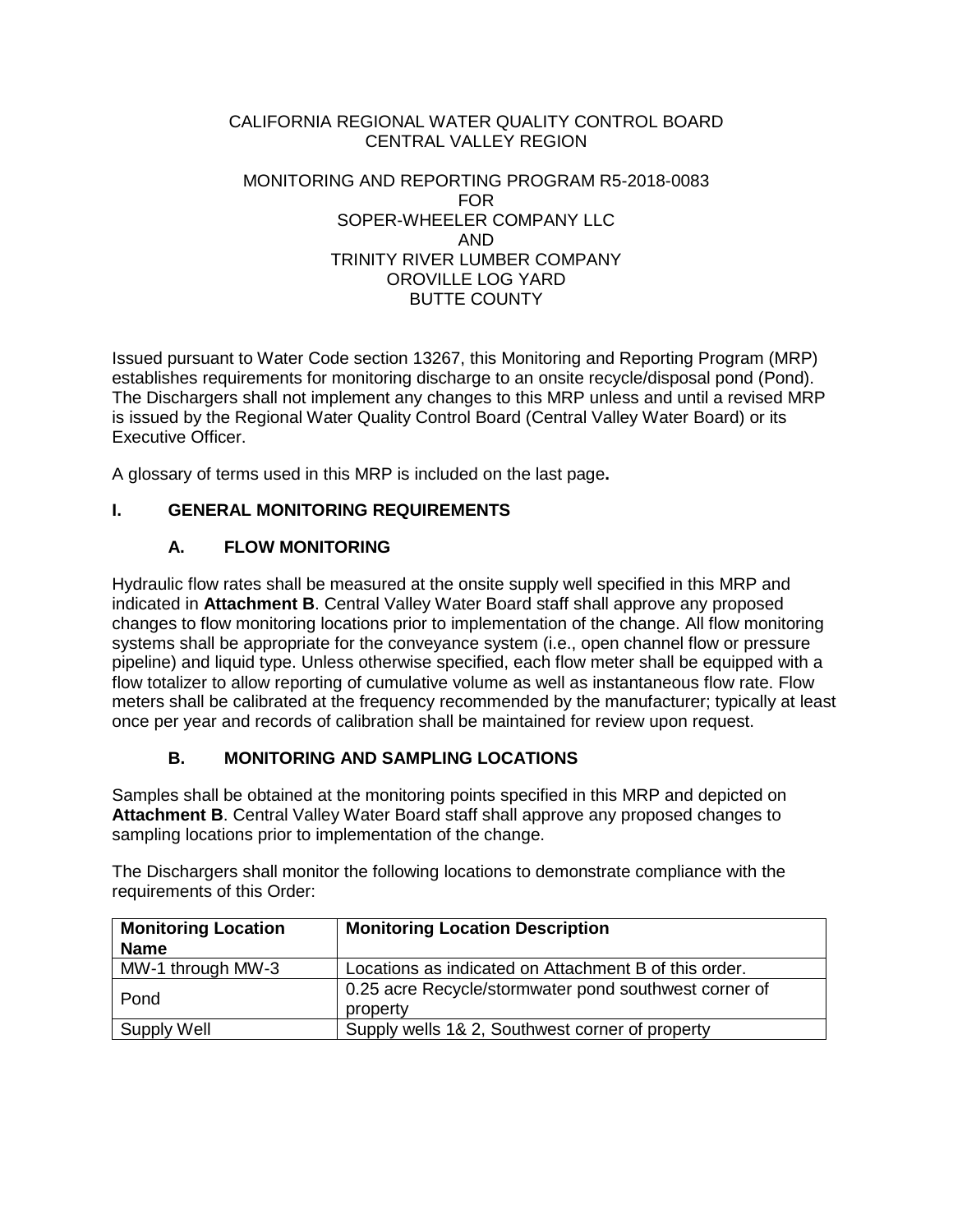CALIFORNIA REGIONAL WATER QUALITY CONTROL BOARD
CENTRAL VALLEY REGION

MONITORING AND REPORTING PROGRAM R5-2018-0083
FOR
SOPER-WHEELER COMPANY LLC
AND
TRINITY RIVER LUMBER COMPANY
OROVILLE LOG YARD
BUTTE COUNTY

Issued pursuant to Water Code section 13267, this Monitoring and Reporting Program (MRP) establishes requirements for monitoring discharge to an onsite recycle/disposal pond (Pond). The Dischargers shall not implement any changes to this MRP unless and until a revised MRP is issued by the Regional Water Quality Control Board (Central Valley Water Board) or its Executive Officer.

A glossary of terms used in this MRP is included on the last page**.**

## I. GENERAL MONITORING REQUIREMENTS

### A. FLOW MONITORING

Hydraulic flow rates shall be measured at the onsite supply well specified in this MRP and indicated in **Attachment B**. Central Valley Water Board staff shall approve any proposed changes to flow monitoring locations prior to implementation of the change. All flow monitoring systems shall be appropriate for the conveyance system (i.e., open channel flow or pressure pipeline) and liquid type. Unless otherwise specified, each flow meter shall be equipped with a flow totalizer to allow reporting of cumulative volume as well as instantaneous flow rate. Flow meters shall be calibrated at the frequency recommended by the manufacturer; typically at least once per year and records of calibration shall be maintained for review upon request.

### B. MONITORING AND SAMPLING LOCATIONS

Samples shall be obtained at the monitoring points specified in this MRP and depicted on **Attachment B**. Central Valley Water Board staff shall approve any proposed changes to sampling locations prior to implementation of the change.

The Dischargers shall monitor the following locations to demonstrate compliance with the requirements of this Order:

| Monitoring Location Name | Monitoring Location Description |
| --- | --- |
| MW-1 through MW-3 | Locations as indicated on Attachment B of this order. |
| Pond | 0.25 acre Recycle/stormwater pond southwest corner of property |
| Supply Well | Supply wells 1& 2, Southwest corner of property |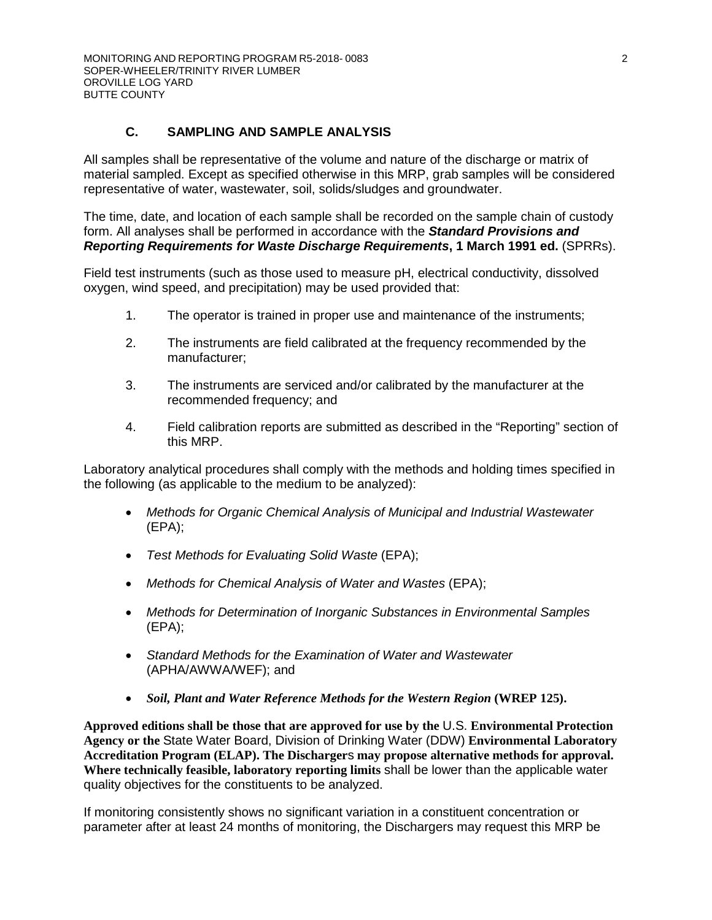### C. SAMPLING AND SAMPLE ANALYSIS

All samples shall be representative of the volume and nature of the discharge or matrix of material sampled. Except as specified otherwise in this MRP, grab samples will be considered representative of water, wastewater, soil, solids/sludges and groundwater.

The time, date, and location of each sample shall be recorded on the sample chain of custody form. All analyses shall be performed in accordance with the ***Standard Provisions and Reporting Requirements for Waste Discharge Requirements*****, 1 March 1991 ed.** (SPRRs).

Field test instruments (such as those used to measure pH, electrical conductivity, dissolved oxygen, wind speed, and precipitation) may be used provided that:

1. The operator is trained in proper use and maintenance of the instruments;
2. The instruments are field calibrated at the frequency recommended by the manufacturer;
3. The instruments are serviced and/or calibrated by the manufacturer at the recommended frequency; and
4. Field calibration reports are submitted as described in the "Reporting" section of this MRP.

Laboratory analytical procedures shall comply with the methods and holding times specified in the following (as applicable to the medium to be analyzed):

- *Methods for Organic Chemical Analysis of Municipal and Industrial Wastewater* (EPA);
- *Test Methods for Evaluating Solid Waste* (EPA);
- *Methods for Chemical Analysis of Water and Wastes* (EPA);
- *Methods for Determination of Inorganic Substances in Environmental Samples* (EPA);
- *Standard Methods for the Examination of Water and Wastewater* (APHA/AWWA/WEF); and
- ***Soil, Plant and Water Reference Methods for the Western Region* (WREP 125).**

**Approved editions shall be those that are approved for use by the** U.S. **Environmental Protection Agency or the** State Water Board, Division of Drinking Water (DDW) **Environmental Laboratory Accreditation Program (ELAP). The Discharger**s **may propose alternative methods for approval. Where technically feasible, laboratory reporting limits** shall be lower than the applicable water quality objectives for the constituents to be analyzed.

If monitoring consistently shows no significant variation in a constituent concentration or parameter after at least 24 months of monitoring, the Dischargers may request this MRP be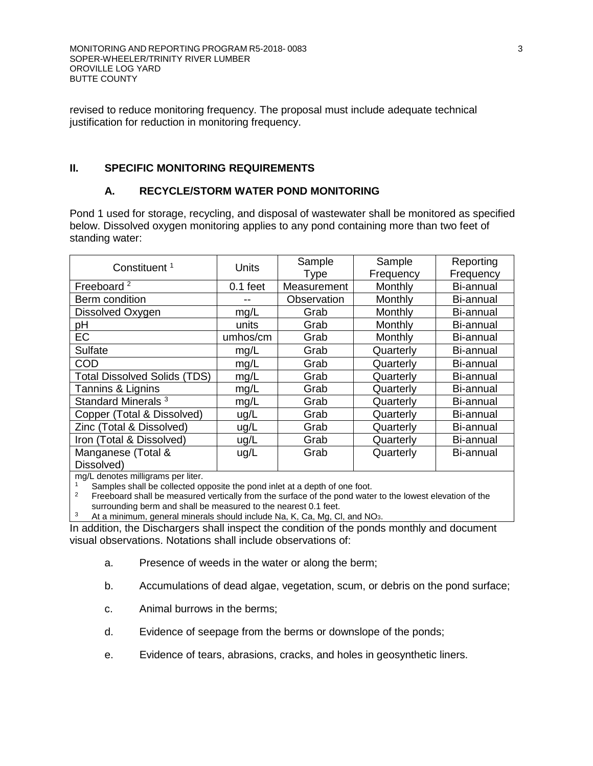revised to reduce monitoring frequency. The proposal must include adequate technical justification for reduction in monitoring frequency.

## II. SPECIFIC MONITORING REQUIREMENTS

### A. RECYCLE/STORM WATER POND MONITORING

Pond 1 used for storage, recycling, and disposal of wastewater shall be monitored as specified below. Dissolved oxygen monitoring applies to any pond containing more than two feet of standing water:

| Constituent [1] | Units | Sample Type | Sample Frequency | Reporting Frequency |
|---|---|---|---|---|
| Freeboard [2] | 0.1 feet | Measurement | Monthly | Bi-annual |
| Berm condition | -- | Observation | Monthly | Bi-annual |
| Dissolved Oxygen | mg/L | Grab | Monthly | Bi-annual |
| pH | units | Grab | Monthly | Bi-annual |
| EC | umhos/cm | Grab | Monthly | Bi-annual |
| Sulfate | mg/L | Grab | Quarterly | Bi-annual |
| COD | mg/L | Grab | Quarterly | Bi-annual |
| Total Dissolved Solids (TDS) | mg/L | Grab | Quarterly | Bi-annual |
| Tannins & Lignins | mg/L | Grab | Quarterly | Bi-annual |
| Standard Minerals [3] | mg/L | Grab | Quarterly | Bi-annual |
| Copper (Total & Dissolved) | ug/L | Grab | Quarterly | Bi-annual |
| Zinc (Total & Dissolved) | ug/L | Grab | Quarterly | Bi-annual |
| Iron (Total & Dissolved) | ug/L | Grab | Quarterly | Bi-annual |
| Manganese (Total & Dissolved) | ug/L | Grab | Quarterly | Bi-annual |

mg/L denotes milligrams per liter.

[1] Samples shall be collected opposite the pond inlet at a depth of one foot.

[2] Freeboard shall be measured vertically from the surface of the pond water to the lowest elevation of the surrounding berm and shall be measured to the nearest 0.1 feet.

[3] At a minimum, general minerals should include Na, K, Ca, Mg, Cl, and $NO_3$.

In addition, the Dischargers shall inspect the condition of the ponds monthly and document visual observations. Notations shall include observations of:

a. Presence of weeds in the water or along the berm;

b. Accumulations of dead algae, vegetation, scum, or debris on the pond surface;

c. Animal burrows in the berms;

d. Evidence of seepage from the berms or downslope of the ponds;

e. Evidence of tears, abrasions, cracks, and holes in geosynthetic liners.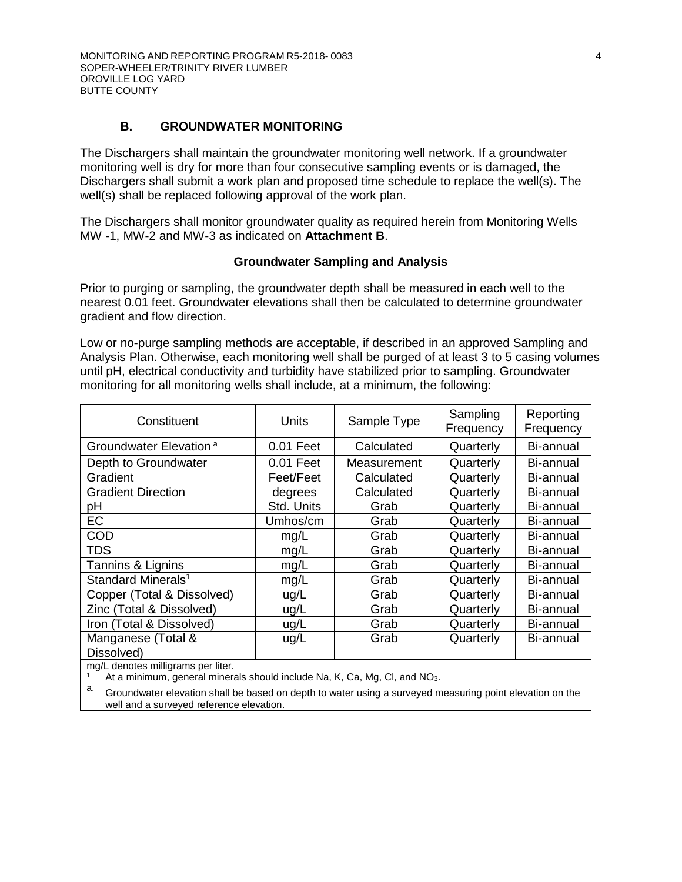### B. GROUNDWATER MONITORING

The Dischargers shall maintain the groundwater monitoring well network. If a groundwater monitoring well is dry for more than four consecutive sampling events or is damaged, the Dischargers shall submit a work plan and proposed time schedule to replace the well(s). The well(s) shall be replaced following approval of the work plan.

The Dischargers shall monitor groundwater quality as required herein from Monitoring Wells MW -1, MW-2 and MW-3 as indicated on **Attachment B**.

**Groundwater Sampling and Analysis**

Prior to purging or sampling, the groundwater depth shall be measured in each well to the nearest 0.01 feet. Groundwater elevations shall then be calculated to determine groundwater gradient and flow direction.

Low or no-purge sampling methods are acceptable, if described in an approved Sampling and Analysis Plan. Otherwise, each monitoring well shall be purged of at least 3 to 5 casing volumes until pH, electrical conductivity and turbidity have stabilized prior to sampling. Groundwater monitoring for all monitoring wells shall include, at a minimum, the following:

| Constituent | Units | Sample Type | Sampling Frequency | Reporting Frequency |
|---|---|---|---|---|
| Groundwater Elevation [a] | 0.01 Feet | Calculated | Quarterly | Bi-annual |
| Depth to Groundwater | 0.01 Feet | Measurement | Quarterly | Bi-annual |
| Gradient | Feet/Feet | Calculated | Quarterly | Bi-annual |
| Gradient Direction | degrees | Calculated | Quarterly | Bi-annual |
| pH | Std. Units | Grab | Quarterly | Bi-annual |
| EC | Umhos/cm | Grab | Quarterly | Bi-annual |
| COD | mg/L | Grab | Quarterly | Bi-annual |
| TDS | mg/L | Grab | Quarterly | Bi-annual |
| Tannins & Lignins | mg/L | Grab | Quarterly | Bi-annual |
| Standard Minerals[1] | mg/L | Grab | Quarterly | Bi-annual |
| Copper (Total & Dissolved) | ug/L | Grab | Quarterly | Bi-annual |
| Zinc (Total & Dissolved) | ug/L | Grab | Quarterly | Bi-annual |
| Iron (Total & Dissolved) | ug/L | Grab | Quarterly | Bi-annual |
| Manganese (Total & Dissolved) | ug/L | Grab | Quarterly | Bi-annual |

mg/L denotes milligrams per liter.

[1] At a minimum, general minerals should include Na, K, Ca, Mg, Cl, and $NO_3$.

[a] Groundwater elevation shall be based on depth to water using a surveyed measuring point elevation on the well and a surveyed reference elevation.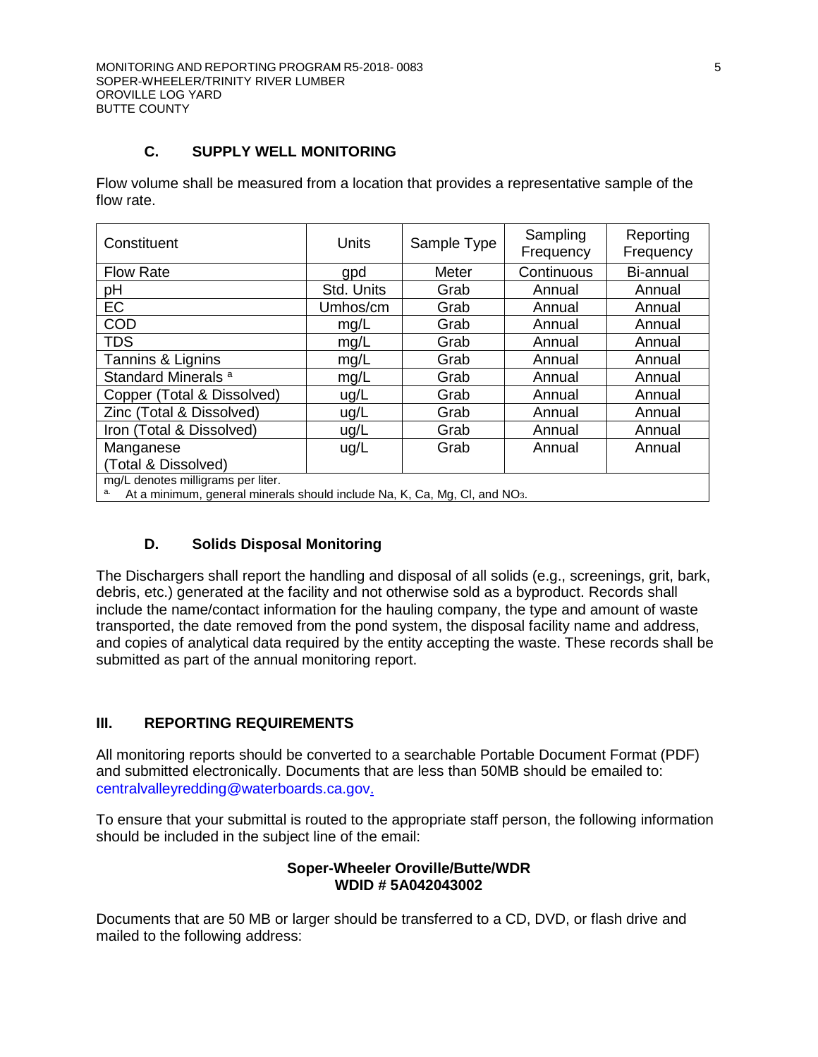### C. SUPPLY WELL MONITORING

Flow volume shall be measured from a location that provides a representative sample of the flow rate.

| Constituent | Units | Sample Type | Sampling Frequency | Reporting Frequency |
|---|---|---|---|---|
| Flow Rate | gpd | Meter | Continuous | Bi-annual |
| pH | Std. Units | Grab | Annual | Annual |
| EC | Umhos/cm | Grab | Annual | Annual |
| COD | mg/L | Grab | Annual | Annual |
| TDS | mg/L | Grab | Annual | Annual |
| Tannins & Lignins | mg/L | Grab | Annual | Annual |
| Standard Minerals [a] | mg/L | Grab | Annual | Annual |
| Copper (Total & Dissolved) | ug/L | Grab | Annual | Annual |
| Zinc (Total & Dissolved) | ug/L | Grab | Annual | Annual |
| Iron (Total & Dissolved) | ug/L | Grab | Annual | Annual |
| Manganese (Total & Dissolved) | ug/L | Grab | Annual | Annual |

mg/L denotes milligrams per liter.

[a] At a minimum, general minerals should include Na, K, Ca, Mg, Cl, and $NO_3$.

### D. Solids Disposal Monitoring

The Dischargers shall report the handling and disposal of all solids (e.g., screenings, grit, bark, debris, etc.) generated at the facility and not otherwise sold as a byproduct. Records shall include the name/contact information for the hauling company, the type and amount of waste transported, the date removed from the pond system, the disposal facility name and address, and copies of analytical data required by the entity accepting the waste. These records shall be submitted as part of the annual monitoring report.

## III. REPORTING REQUIREMENTS

All monitoring reports should be converted to a searchable Portable Document Format (PDF) and submitted electronically. Documents that are less than 50MB should be emailed to: centralvalleyredding@waterboards.ca.gov.

To ensure that your submittal is routed to the appropriate staff person, the following information should be included in the subject line of the email:

**Soper-Wheeler Oroville/Butte/WDR**
**WDID # 5A042043002**

Documents that are 50 MB or larger should be transferred to a CD, DVD, or flash drive and mailed to the following address: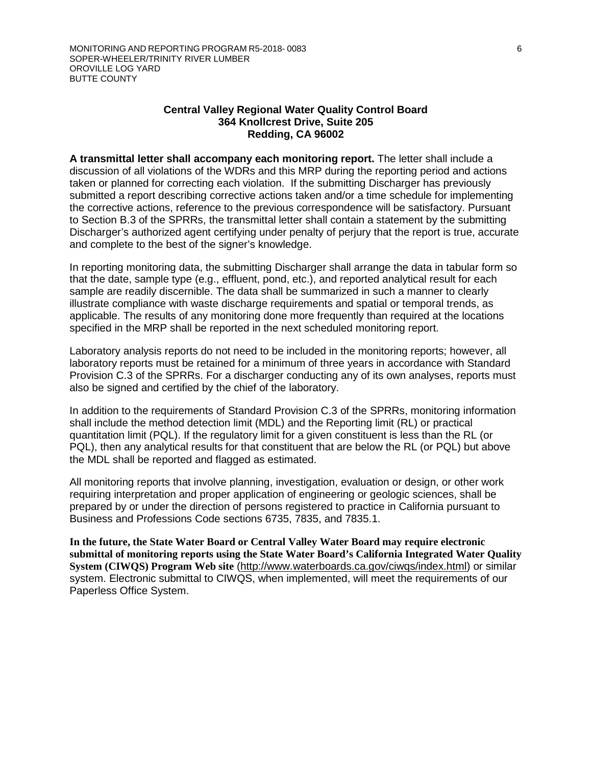**Central Valley Regional Water Quality Control Board**
**364 Knollcrest Drive, Suite 205**
**Redding, CA 96002**

**A transmittal letter shall accompany each monitoring report.** The letter shall include a discussion of all violations of the WDRs and this MRP during the reporting period and actions taken or planned for correcting each violation. If the submitting Discharger has previously submitted a report describing corrective actions taken and/or a time schedule for implementing the corrective actions, reference to the previous correspondence will be satisfactory. Pursuant to Section B.3 of the SPRRs, the transmittal letter shall contain a statement by the submitting Discharger's authorized agent certifying under penalty of perjury that the report is true, accurate and complete to the best of the signer's knowledge.

In reporting monitoring data, the submitting Discharger shall arrange the data in tabular form so that the date, sample type (e.g., effluent, pond, etc.), and reported analytical result for each sample are readily discernible. The data shall be summarized in such a manner to clearly illustrate compliance with waste discharge requirements and spatial or temporal trends, as applicable. The results of any monitoring done more frequently than required at the locations specified in the MRP shall be reported in the next scheduled monitoring report.

Laboratory analysis reports do not need to be included in the monitoring reports; however, all laboratory reports must be retained for a minimum of three years in accordance with Standard Provision C.3 of the SPRRs. For a discharger conducting any of its own analyses, reports must also be signed and certified by the chief of the laboratory.

In addition to the requirements of Standard Provision C.3 of the SPRRs, monitoring information shall include the method detection limit (MDL) and the Reporting limit (RL) or practical quantitation limit (PQL). If the regulatory limit for a given constituent is less than the RL (or PQL), then any analytical results for that constituent that are below the RL (or PQL) but above the MDL shall be reported and flagged as estimated.

All monitoring reports that involve planning, investigation, evaluation or design, or other work requiring interpretation and proper application of engineering or geologic sciences, shall be prepared by or under the direction of persons registered to practice in California pursuant to Business and Professions Code sections 6735, 7835, and 7835.1.

**In the future, the State Water Board or Central Valley Water Board may require electronic submittal of monitoring reports using the State Water Board's California Integrated Water Quality System (CIWQS) Program Web site** (http://www.waterboards.ca.gov/ciwqs/index.html) or similar system. Electronic submittal to CIWQS, when implemented, will meet the requirements of our Paperless Office System.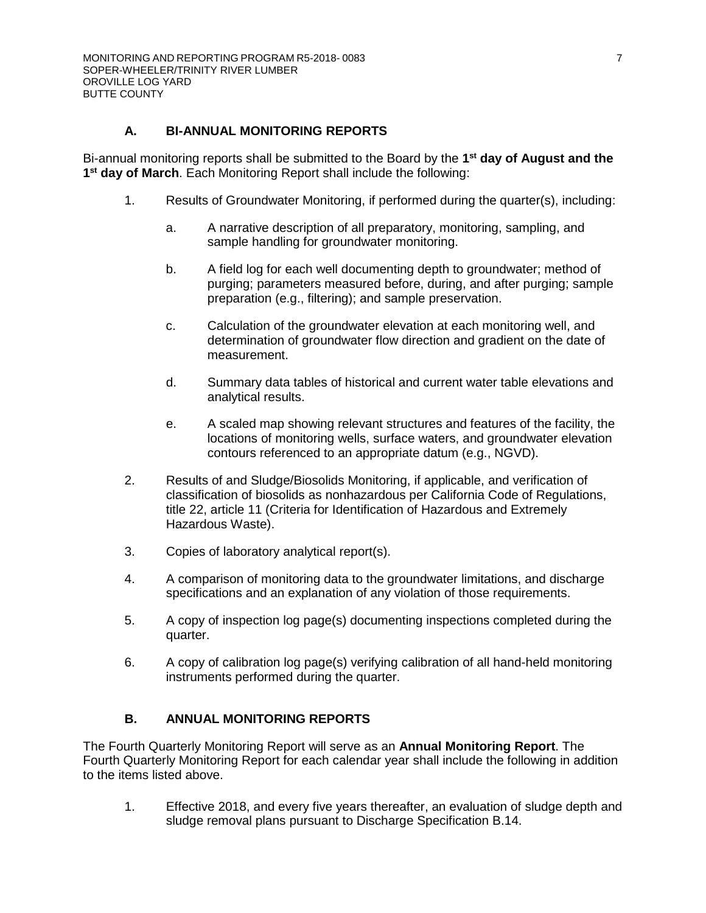## A. BI-ANNUAL MONITORING REPORTS

Bi-annual monitoring reports shall be submitted to the Board by the **1st day of August and the 1st day of March**. Each Monitoring Report shall include the following:

1. Results of Groundwater Monitoring, if performed during the quarter(s), including:

   a. A narrative description of all preparatory, monitoring, sampling, and sample handling for groundwater monitoring.

   b. A field log for each well documenting depth to groundwater; method of purging; parameters measured before, during, and after purging; sample preparation (e.g., filtering); and sample preservation.

   c. Calculation of the groundwater elevation at each monitoring well, and determination of groundwater flow direction and gradient on the date of measurement.

   d. Summary data tables of historical and current water table elevations and analytical results.

   e. A scaled map showing relevant structures and features of the facility, the locations of monitoring wells, surface waters, and groundwater elevation contours referenced to an appropriate datum (e.g., NGVD).

2. Results of and Sludge/Biosolids Monitoring, if applicable, and verification of classification of biosolids as nonhazardous per California Code of Regulations, title 22, article 11 (Criteria for Identification of Hazardous and Extremely Hazardous Waste).

3. Copies of laboratory analytical report(s).

4. A comparison of monitoring data to the groundwater limitations, and discharge specifications and an explanation of any violation of those requirements.

5. A copy of inspection log page(s) documenting inspections completed during the quarter.

6. A copy of calibration log page(s) verifying calibration of all hand-held monitoring instruments performed during the quarter.

## B. ANNUAL MONITORING REPORTS

The Fourth Quarterly Monitoring Report will serve as an **Annual Monitoring Report**. The Fourth Quarterly Monitoring Report for each calendar year shall include the following in addition to the items listed above.

1. Effective 2018, and every five years thereafter, an evaluation of sludge depth and sludge removal plans pursuant to Discharge Specification B.14.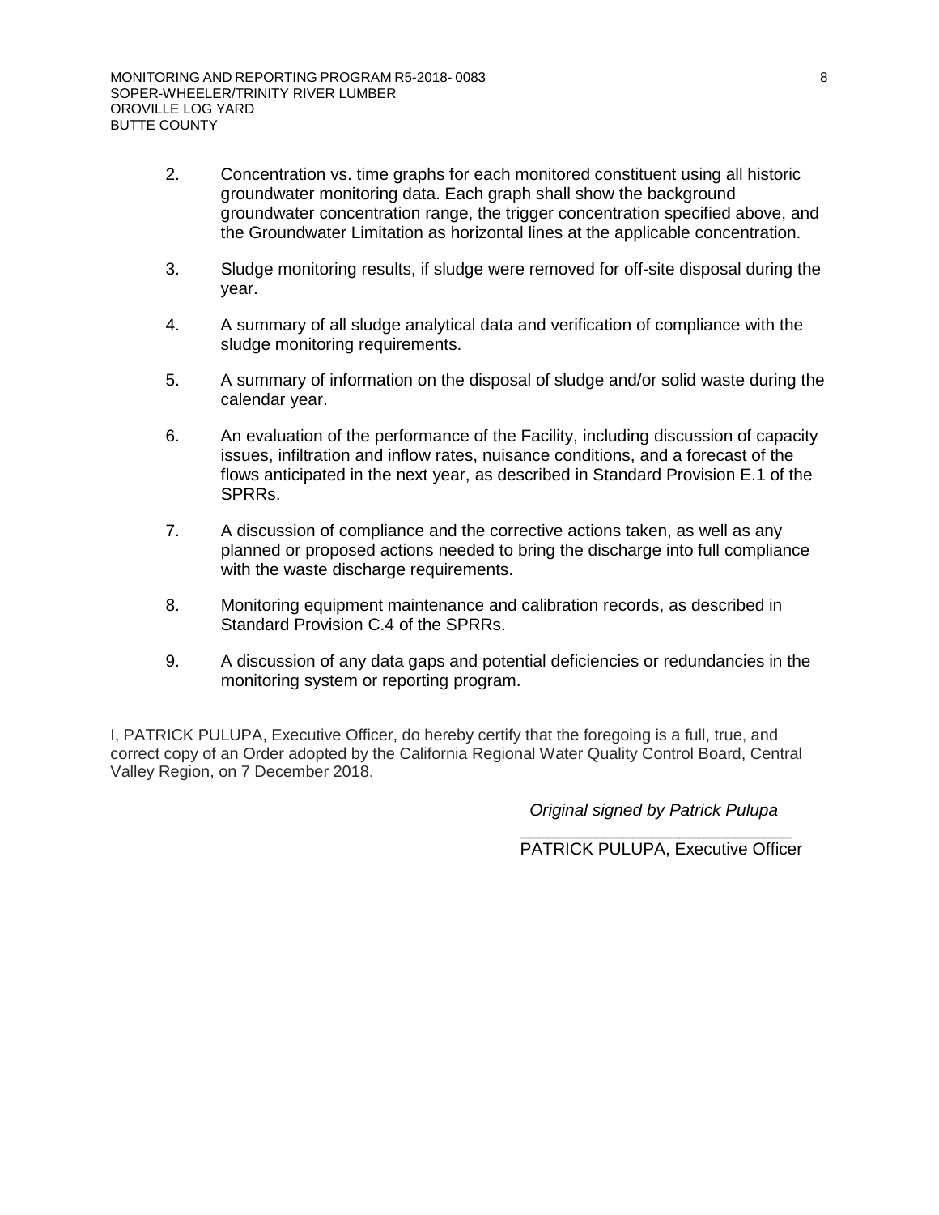2. Concentration vs. time graphs for each monitored constituent using all historic groundwater monitoring data. Each graph shall show the background groundwater concentration range, the trigger concentration specified above, and the Groundwater Limitation as horizontal lines at the applicable concentration.

3. Sludge monitoring results, if sludge were removed for off-site disposal during the year.

4. A summary of all sludge analytical data and verification of compliance with the sludge monitoring requirements.

5. A summary of information on the disposal of sludge and/or solid waste during the calendar year.

6. An evaluation of the performance of the Facility, including discussion of capacity issues, infiltration and inflow rates, nuisance conditions, and a forecast of the flows anticipated in the next year, as described in Standard Provision E.1 of the SPRRs.

7. A discussion of compliance and the corrective actions taken, as well as any planned or proposed actions needed to bring the discharge into full compliance with the waste discharge requirements.

8. Monitoring equipment maintenance and calibration records, as described in Standard Provision C.4 of the SPRRs.

9. A discussion of any data gaps and potential deficiencies or redundancies in the monitoring system or reporting program.

I, PATRICK PULUPA, Executive Officer, do hereby certify that the foregoing is a full, true, and correct copy of an Order adopted by the California Regional Water Quality Control Board, Central Valley Region, on 7 December 2018.

*Original signed by Patrick Pulupa*

\_\_\_\_\_\_\_\_\_\_\_\_\_\_\_\_\_\_\_\_\_\_\_\_\_\_\_\_\_\_

PATRICK PULUPA, Executive Officer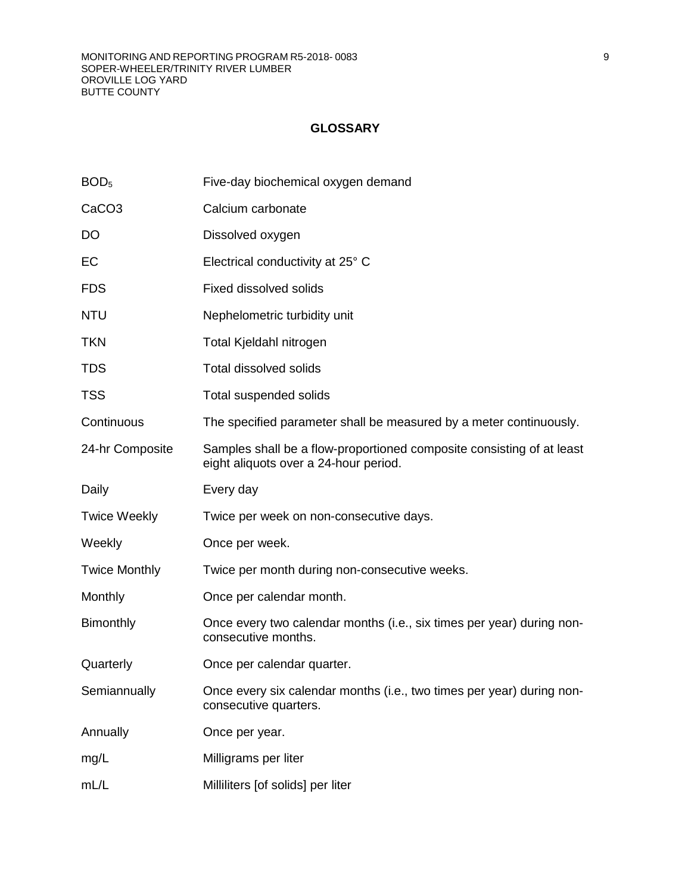## GLOSSARY

| | |
|---|---|
| $BOD_5$ | Five-day biochemical oxygen demand |
| CaCO3 | Calcium carbonate |
| DO | Dissolved oxygen |
| EC | Electrical conductivity at 25° C |
| FDS | Fixed dissolved solids |
| NTU | Nephelometric turbidity unit |
| TKN | Total Kjeldahl nitrogen |
| TDS | Total dissolved solids |
| TSS | Total suspended solids |
| Continuous | The specified parameter shall be measured by a meter continuously. |
| 24-hr Composite | Samples shall be a flow-proportioned composite consisting of at least eight aliquots over a 24-hour period. |
| Daily | Every day |
| Twice Weekly | Twice per week on non-consecutive days. |
| Weekly | Once per week. |
| Twice Monthly | Twice per month during non-consecutive weeks. |
| Monthly | Once per calendar month. |
| Bimonthly | Once every two calendar months (i.e., six times per year) during non-consecutive months. |
| Quarterly | Once per calendar quarter. |
| Semiannually | Once every six calendar months (i.e., two times per year) during non-consecutive quarters. |
| Annually | Once per year. |
| mg/L | Milligrams per liter |
| mL/L | Milliliters [of solids] per liter |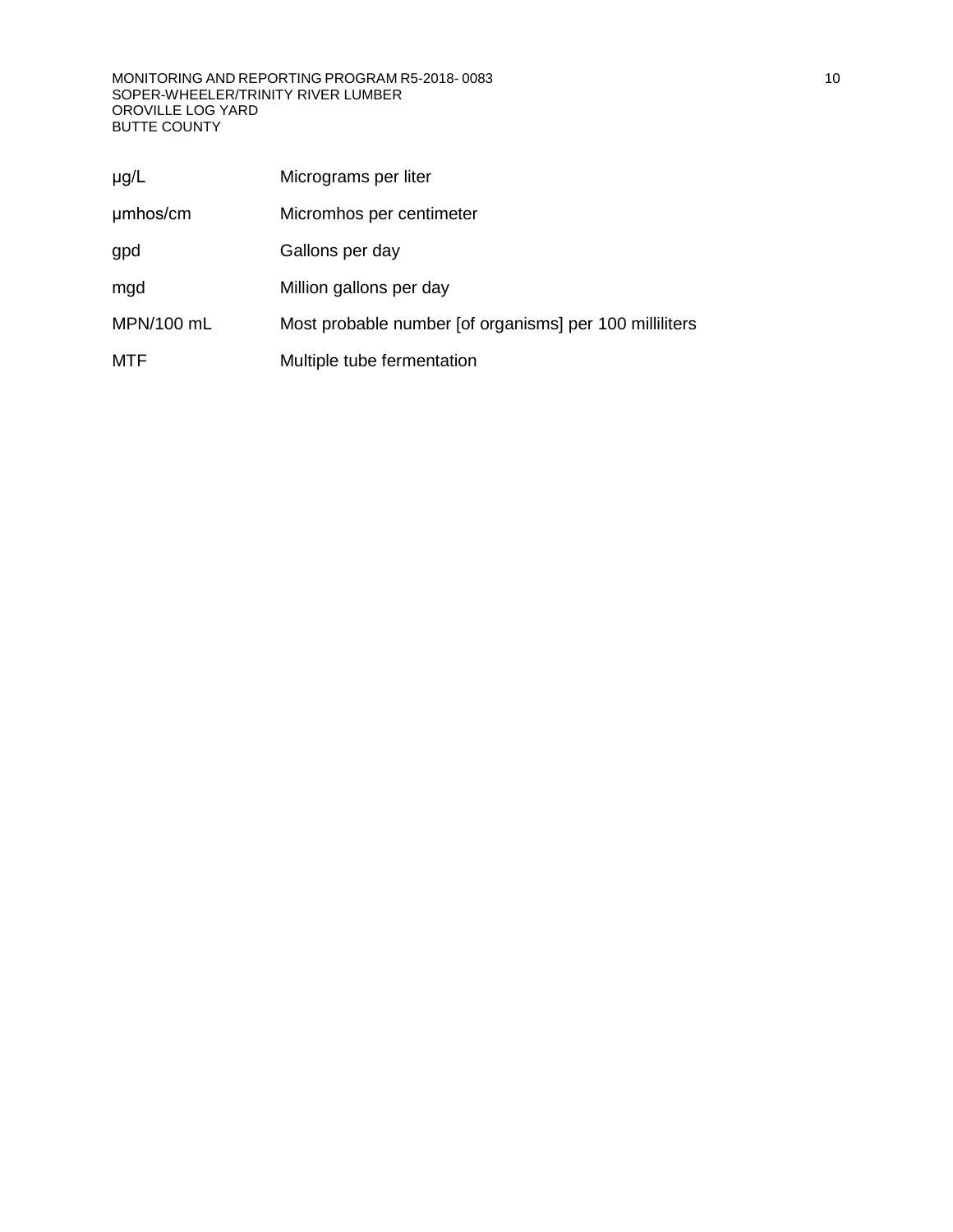| | |
|---|---|
| µg/L | Micrograms per liter |
| µmhos/cm | Micromhos per centimeter |
| gpd | Gallons per day |
| mgd | Million gallons per day |
| MPN/100 mL | Most probable number [of organisms] per 100 milliliters |
| MTF | Multiple tube fermentation |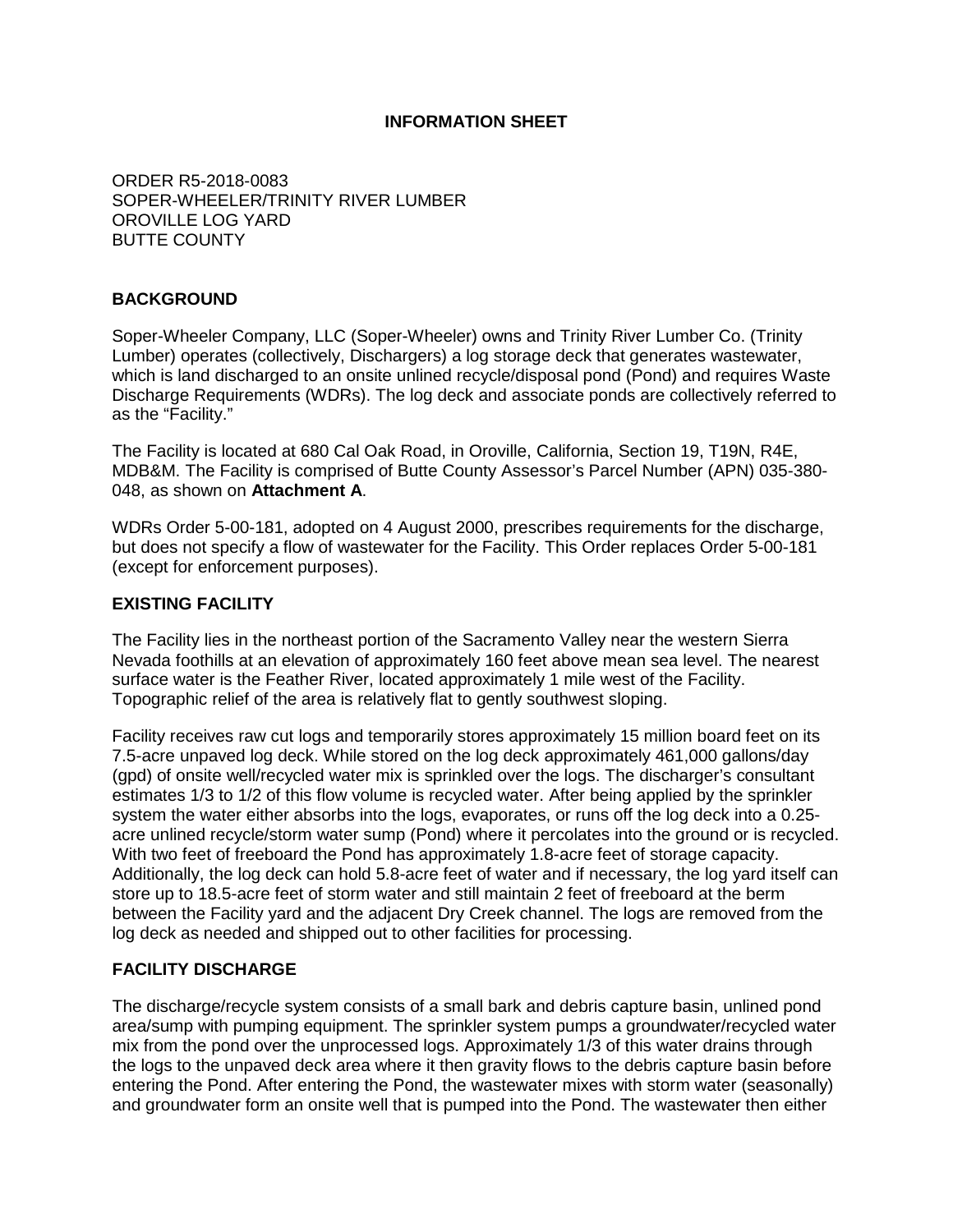## INFORMATION SHEET

ORDER R5-2018-0083
SOPER-WHEELER/TRINITY RIVER LUMBER
OROVILLE LOG YARD
BUTTE COUNTY

### BACKGROUND

Soper-Wheeler Company, LLC (Soper-Wheeler) owns and Trinity River Lumber Co. (Trinity Lumber) operates (collectively, Dischargers) a log storage deck that generates wastewater, which is land discharged to an onsite unlined recycle/disposal pond (Pond) and requires Waste Discharge Requirements (WDRs). The log deck and associate ponds are collectively referred to as the "Facility."

The Facility is located at 680 Cal Oak Road, in Oroville, California, Section 19, T19N, R4E, MDB&M. The Facility is comprised of Butte County Assessor's Parcel Number (APN) 035-380-048, as shown on **Attachment A**.

WDRs Order 5-00-181, adopted on 4 August 2000, prescribes requirements for the discharge, but does not specify a flow of wastewater for the Facility. This Order replaces Order 5-00-181 (except for enforcement purposes).

### EXISTING FACILITY

The Facility lies in the northeast portion of the Sacramento Valley near the western Sierra Nevada foothills at an elevation of approximately 160 feet above mean sea level. The nearest surface water is the Feather River, located approximately 1 mile west of the Facility. Topographic relief of the area is relatively flat to gently southwest sloping.

Facility receives raw cut logs and temporarily stores approximately 15 million board feet on its 7.5-acre unpaved log deck. While stored on the log deck approximately 461,000 gallons/day (gpd) of onsite well/recycled water mix is sprinkled over the logs. The discharger's consultant estimates 1/3 to 1/2 of this flow volume is recycled water. After being applied by the sprinkler system the water either absorbs into the logs, evaporates, or runs off the log deck into a 0.25-acre unlined recycle/storm water sump (Pond) where it percolates into the ground or is recycled. With two feet of freeboard the Pond has approximately 1.8-acre feet of storage capacity. Additionally, the log deck can hold 5.8-acre feet of water and if necessary, the log yard itself can store up to 18.5-acre feet of storm water and still maintain 2 feet of freeboard at the berm between the Facility yard and the adjacent Dry Creek channel. The logs are removed from the log deck as needed and shipped out to other facilities for processing.

### FACILITY DISCHARGE

The discharge/recycle system consists of a small bark and debris capture basin, unlined pond area/sump with pumping equipment. The sprinkler system pumps a groundwater/recycled water mix from the pond over the unprocessed logs. Approximately 1/3 of this water drains through the logs to the unpaved deck area where it then gravity flows to the debris capture basin before entering the Pond. After entering the Pond, the wastewater mixes with storm water (seasonally) and groundwater form an onsite well that is pumped into the Pond. The wastewater then either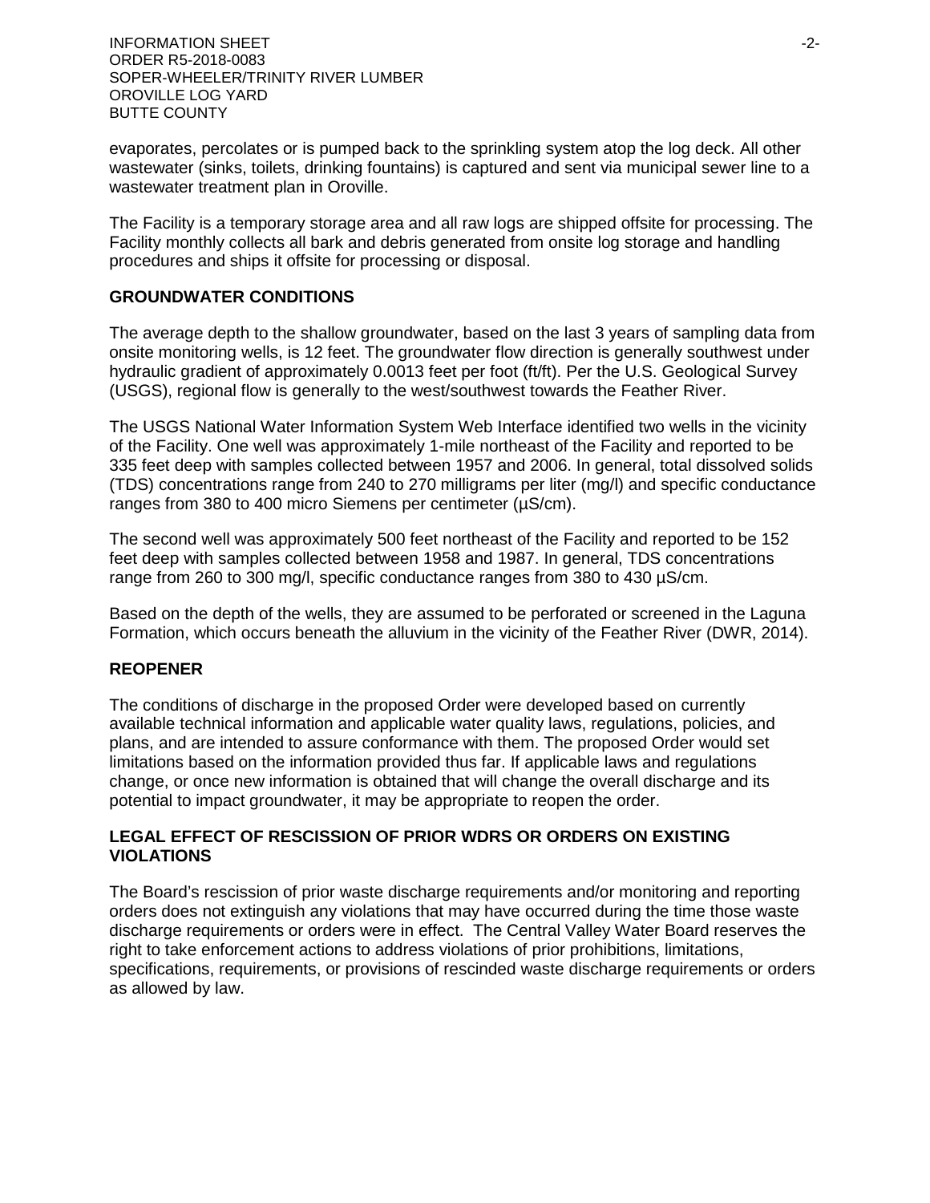evaporates, percolates or is pumped back to the sprinkling system atop the log deck. All other wastewater (sinks, toilets, drinking fountains) is captured and sent via municipal sewer line to a wastewater treatment plan in Oroville.

The Facility is a temporary storage area and all raw logs are shipped offsite for processing. The Facility monthly collects all bark and debris generated from onsite log storage and handling procedures and ships it offsite for processing or disposal.

## GROUNDWATER CONDITIONS

The average depth to the shallow groundwater, based on the last 3 years of sampling data from onsite monitoring wells, is 12 feet. The groundwater flow direction is generally southwest under hydraulic gradient of approximately 0.0013 feet per foot (ft/ft). Per the U.S. Geological Survey (USGS), regional flow is generally to the west/southwest towards the Feather River.

The USGS National Water Information System Web Interface identified two wells in the vicinity of the Facility. One well was approximately 1-mile northeast of the Facility and reported to be 335 feet deep with samples collected between 1957 and 2006. In general, total dissolved solids (TDS) concentrations range from 240 to 270 milligrams per liter (mg/l) and specific conductance ranges from 380 to 400 micro Siemens per centimeter (µS/cm).

The second well was approximately 500 feet northeast of the Facility and reported to be 152 feet deep with samples collected between 1958 and 1987. In general, TDS concentrations range from 260 to 300 mg/l, specific conductance ranges from 380 to 430 µS/cm.

Based on the depth of the wells, they are assumed to be perforated or screened in the Laguna Formation, which occurs beneath the alluvium in the vicinity of the Feather River (DWR, 2014).

## REOPENER

The conditions of discharge in the proposed Order were developed based on currently available technical information and applicable water quality laws, regulations, policies, and plans, and are intended to assure conformance with them. The proposed Order would set limitations based on the information provided thus far. If applicable laws and regulations change, or once new information is obtained that will change the overall discharge and its potential to impact groundwater, it may be appropriate to reopen the order.

## LEGAL EFFECT OF RESCISSION OF PRIOR WDRS OR ORDERS ON EXISTING VIOLATIONS

The Board's rescission of prior waste discharge requirements and/or monitoring and reporting orders does not extinguish any violations that may have occurred during the time those waste discharge requirements or orders were in effect. The Central Valley Water Board reserves the right to take enforcement actions to address violations of prior prohibitions, limitations, specifications, requirements, or provisions of rescinded waste discharge requirements or orders as allowed by law.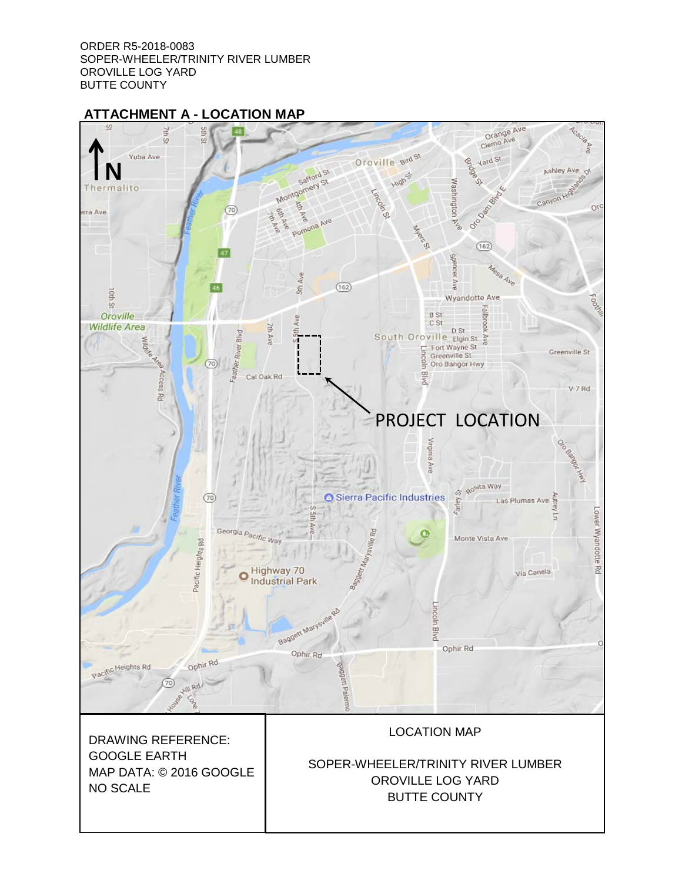ORDER R5-2018-0083
SOPER-WHEELER/TRINITY RIVER LUMBER
OROVILLE LOG YARD
BUTTE COUNTY

## ATTACHMENT A - LOCATION MAP

N

PROJECT LOCATION

| DRAWING REFERENCE: GOOGLE EARTH MAP DATA: © 2016 GOOGLE NO SCALE | LOCATION MAP<br><br>SOPER-WHEELER/TRINITY RIVER LUMBER<br>OROVILLE LOG YARD<br>BUTTE COUNTY |
|---|---|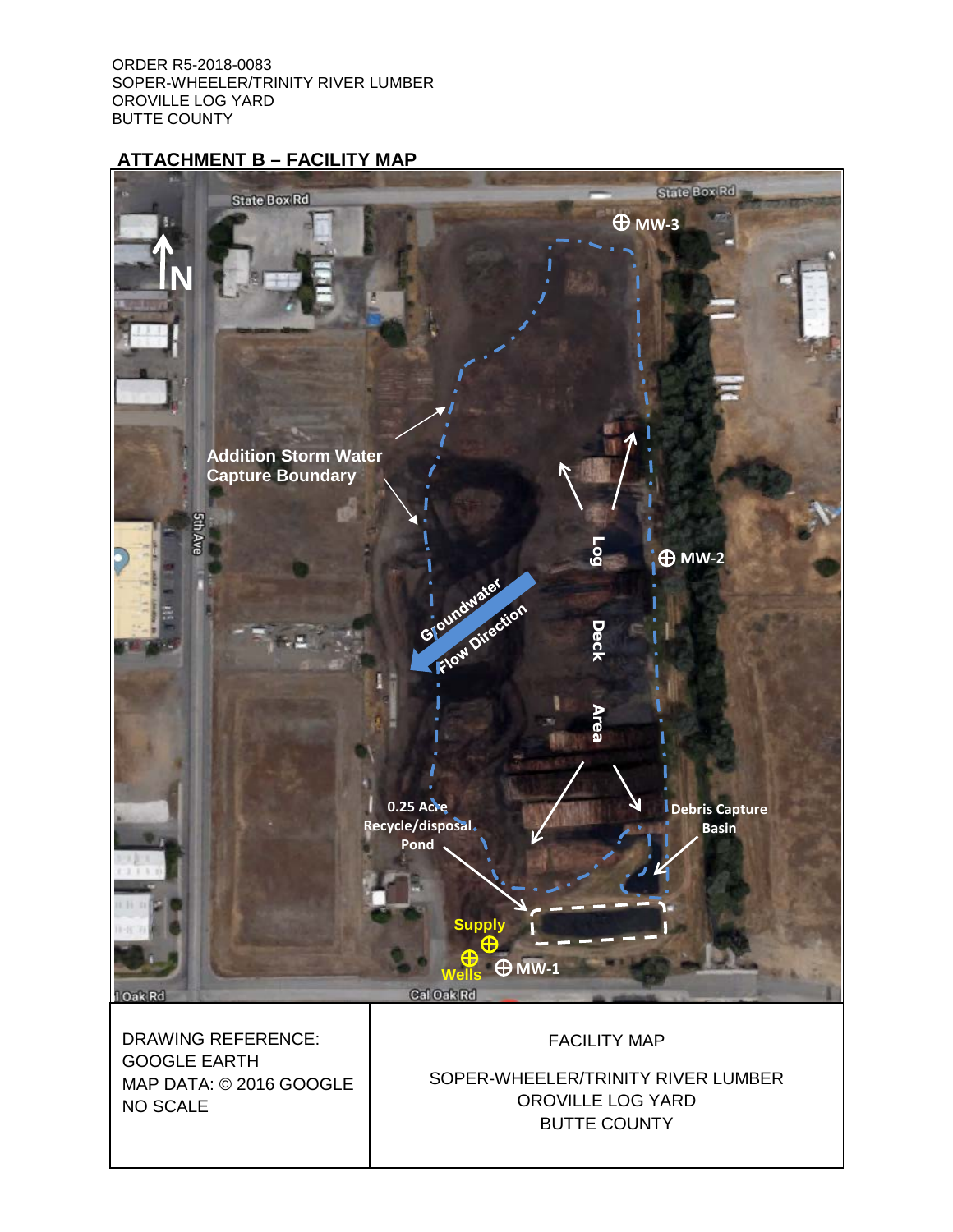ORDER R5-2018-0083
SOPER-WHEELER/TRINITY RIVER LUMBER
OROVILLE LOG YARD
BUTTE COUNTY

## ATTACHMENT B – FACILITY MAP

State Box Rd

State Box Rd

MW-3

N

Addition Storm Water Capture Boundary

5th Ave

Log Deck Area

MW-2

Groundwater Flow Direction

0.25 Acre Recycle/disposal Pond

Debris Capture Basin

Supply

Wells

MW-1

Oak Rd

Cal Oak Rd

| | |
|---|---|
| DRAWING REFERENCE:<br>GOOGLE EARTH<br>MAP DATA: © 2016 GOOGLE<br>NO SCALE | FACILITY MAP<br><br>SOPER-WHEELER/TRINITY RIVER LUMBER<br>OROVILLE LOG YARD<br>BUTTE COUNTY |